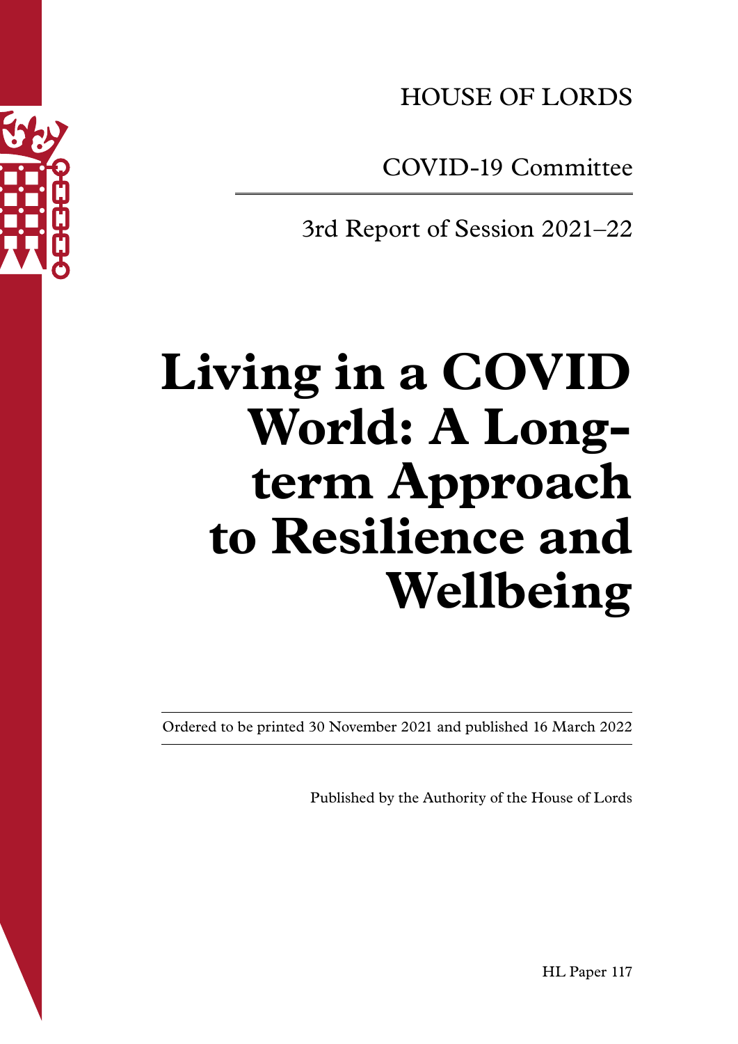HOUSE OF LORDS

COVID-19 Committee

3rd Report of Session 2021–22

# Living in a COVID World: A Long-term Approach to Resilience and Wellbeing

Ordered to be printed 30 November 2021 and published 16 March 2022

Published by the Authority of the House of Lords

HL Paper 117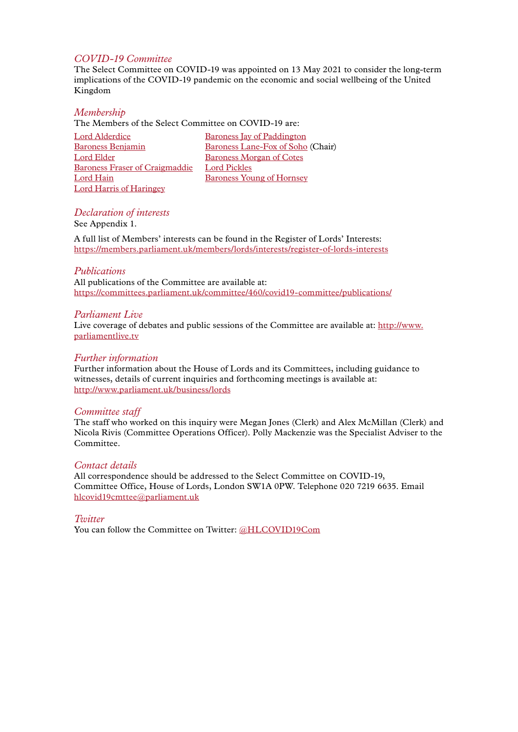## *COVID-19 Committee*

The Select Committee on COVID-19 was appointed on 13 May 2021 to consider the long-term implications of the COVID-19 pandemic on the economic and social wellbeing of the United Kingdom

## *Membership*

The Members of the Select Committee on COVID-19 are:

- Lord Alderdice
- Baroness Benjamin
- Lord Elder
- Baroness Fraser of Craigmaddie
- Lord Hain
- Lord Harris of Haringey
- Baroness Jay of Paddington
- Baroness Lane-Fox of Soho (Chair)
- Baroness Morgan of Cotes
- Lord Pickles
- Baroness Young of Hornsey

## *Declaration of interests*

See Appendix 1.

A full list of Members' interests can be found in the Register of Lords' Interests:
https://members.parliament.uk/members/lords/interests/register-of-lords-interests

## *Publications*

All publications of the Committee are available at:
https://committees.parliament.uk/committee/460/covid19-committee/publications/

## *Parliament Live*

Live coverage of debates and public sessions of the Committee are available at: http://www.parliamentlive.tv

## *Further information*

Further information about the House of Lords and its Committees, including guidance to witnesses, details of current inquiries and forthcoming meetings is available at:
http://www.parliament.uk/business/lords

## *Committee staff*

The staff who worked on this inquiry were Megan Jones (Clerk) and Alex McMillan (Clerk) and Nicola Rivis (Committee Operations Officer). Polly Mackenzie was the Specialist Adviser to the Committee.

## *Contact details*

All correspondence should be addressed to the Select Committee on COVID-19, Committee Office, House of Lords, London SW1A 0PW. Telephone 020 7219 6635. Email hlcovid19cmttee@parliament.uk

## *Twitter*

You can follow the Committee on Twitter: @HLCOVID19Com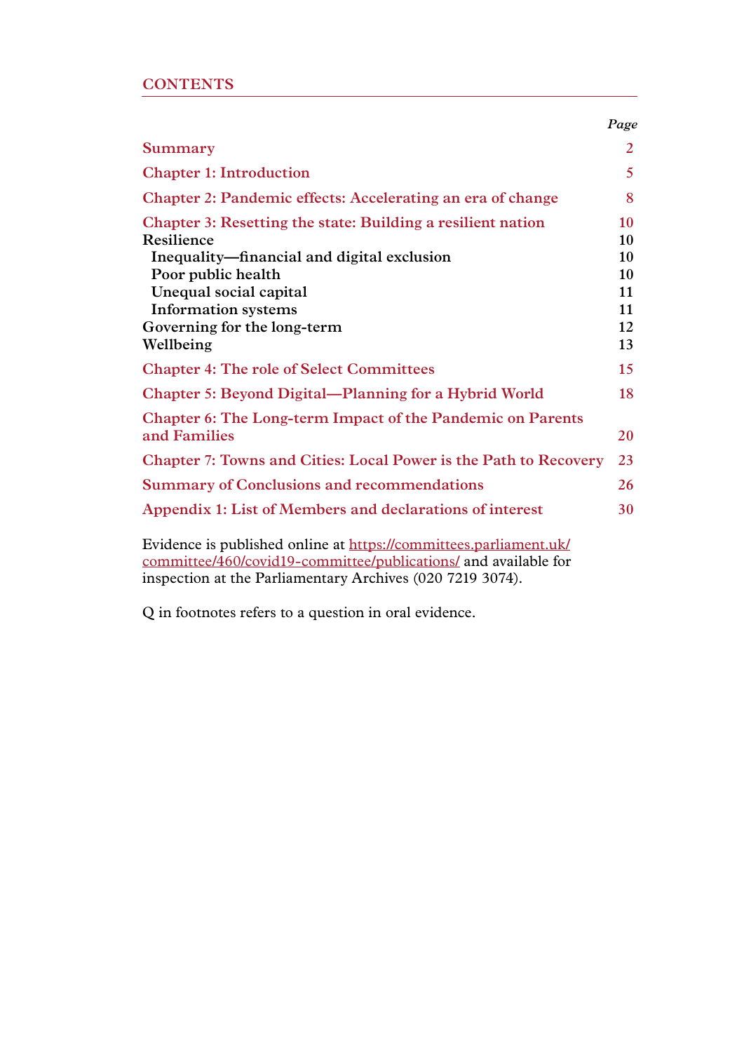# CONTENTS

| | *Page* |
|---|---|
| **Summary** | **2** |
| **Chapter 1: Introduction** | **5** |
| **Chapter 2: Pandemic effects: Accelerating an era of change** | **8** |
| **Chapter 3: Resetting the state: Building a resilient nation** | **10** |
| **Resilience** | **10** |
| **Inequality—financial and digital exclusion** | **10** |
| **Poor public health** | **10** |
| **Unequal social capital** | **11** |
| **Information systems** | **11** |
| **Governing for the long-term** | **12** |
| **Wellbeing** | **13** |
| **Chapter 4: The role of Select Committees** | **15** |
| **Chapter 5: Beyond Digital—Planning for a Hybrid World** | **18** |
| **Chapter 6: The Long-term Impact of the Pandemic on Parents and Families** | **20** |
| **Chapter 7: Towns and Cities: Local Power is the Path to Recovery** | **23** |
| **Summary of Conclusions and recommendations** | **26** |
| **Appendix 1: List of Members and declarations of interest** | **30** |

Evidence is published online at https://committees.parliament.uk/committee/460/covid19-committee/publications/ and available for inspection at the Parliamentary Archives (020 7219 3074).

Q in footnotes refers to a question in oral evidence.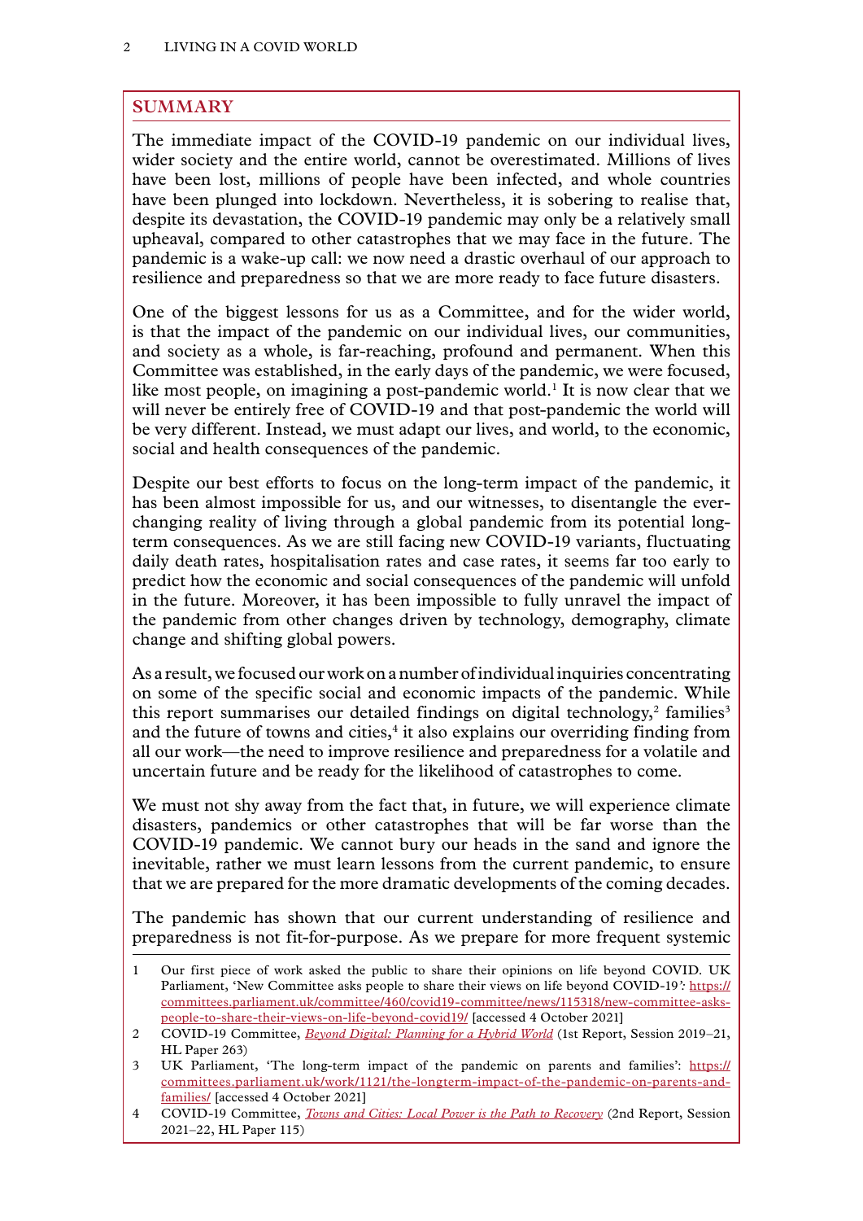## SUMMARY

The immediate impact of the COVID-19 pandemic on our individual lives, wider society and the entire world, cannot be overestimated. Millions of lives have been lost, millions of people have been infected, and whole countries have been plunged into lockdown. Nevertheless, it is sobering to realise that, despite its devastation, the COVID-19 pandemic may only be a relatively small upheaval, compared to other catastrophes that we may face in the future. The pandemic is a wake-up call: we now need a drastic overhaul of our approach to resilience and preparedness so that we are more ready to face future disasters.

One of the biggest lessons for us as a Committee, and for the wider world, is that the impact of the pandemic on our individual lives, our communities, and society as a whole, is far-reaching, profound and permanent. When this Committee was established, in the early days of the pandemic, we were focused, like most people, on imagining a post-pandemic world.[1] It is now clear that we will never be entirely free of COVID-19 and that post-pandemic the world will be very different. Instead, we must adapt our lives, and world, to the economic, social and health consequences of the pandemic.

Despite our best efforts to focus on the long-term impact of the pandemic, it has been almost impossible for us, and our witnesses, to disentangle the ever-changing reality of living through a global pandemic from its potential long-term consequences. As we are still facing new COVID-19 variants, fluctuating daily death rates, hospitalisation rates and case rates, it seems far too early to predict how the economic and social consequences of the pandemic will unfold in the future. Moreover, it has been impossible to fully unravel the impact of the pandemic from other changes driven by technology, demography, climate change and shifting global powers.

As a result, we focused our work on a number of individual inquiries concentrating on some of the specific social and economic impacts of the pandemic. While this report summarises our detailed findings on digital technology,[2] families[3] and the future of towns and cities,[4] it also explains our overriding finding from all our work—the need to improve resilience and preparedness for a volatile and uncertain future and be ready for the likelihood of catastrophes to come.

We must not shy away from the fact that, in future, we will experience climate disasters, pandemics or other catastrophes that will be far worse than the COVID-19 pandemic. We cannot bury our heads in the sand and ignore the inevitable, rather we must learn lessons from the current pandemic, to ensure that we are prepared for the more dramatic developments of the coming decades.

The pandemic has shown that our current understanding of resilience and preparedness is not fit-for-purpose. As we prepare for more frequent systemic

---

1 Our first piece of work asked the public to share their opinions on life beyond COVID. UK Parliament, 'New Committee asks people to share their views on life beyond COVID-19': https://committees.parliament.uk/committee/460/covid19-committee/news/115318/new-committee-asks-people-to-share-their-views-on-life-beyond-covid19/ [accessed 4 October 2021]

2 COVID-19 Committee, *Beyond Digital: Planning for a Hybrid World* (1st Report, Session 2019–21, HL Paper 263)

3 UK Parliament, 'The long-term impact of the pandemic on parents and families': https://committees.parliament.uk/work/1121/the-longterm-impact-of-the-pandemic-on-parents-and-families/ [accessed 4 October 2021]

4 COVID-19 Committee, *Towns and Cities: Local Power is the Path to Recovery* (2nd Report, Session 2021–22, HL Paper 115)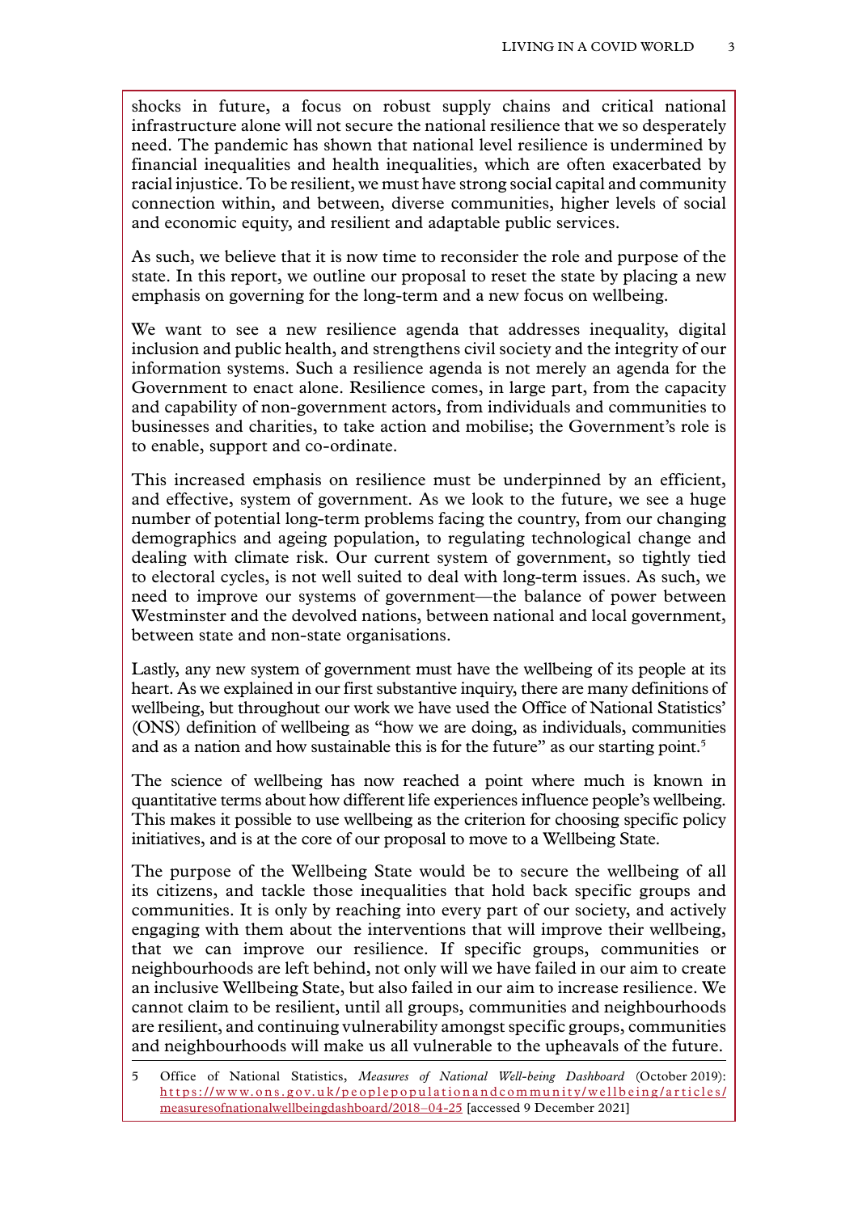shocks in future, a focus on robust supply chains and critical national infrastructure alone will not secure the national resilience that we so desperately need. The pandemic has shown that national level resilience is undermined by financial inequalities and health inequalities, which are often exacerbated by racial injustice. To be resilient, we must have strong social capital and community connection within, and between, diverse communities, higher levels of social and economic equity, and resilient and adaptable public services.

As such, we believe that it is now time to reconsider the role and purpose of the state. In this report, we outline our proposal to reset the state by placing a new emphasis on governing for the long-term and a new focus on wellbeing.

We want to see a new resilience agenda that addresses inequality, digital inclusion and public health, and strengthens civil society and the integrity of our information systems. Such a resilience agenda is not merely an agenda for the Government to enact alone. Resilience comes, in large part, from the capacity and capability of non-government actors, from individuals and communities to businesses and charities, to take action and mobilise; the Government's role is to enable, support and co-ordinate.

This increased emphasis on resilience must be underpinned by an efficient, and effective, system of government. As we look to the future, we see a huge number of potential long-term problems facing the country, from our changing demographics and ageing population, to regulating technological change and dealing with climate risk. Our current system of government, so tightly tied to electoral cycles, is not well suited to deal with long-term issues. As such, we need to improve our systems of government—the balance of power between Westminster and the devolved nations, between national and local government, between state and non-state organisations.

Lastly, any new system of government must have the wellbeing of its people at its heart. As we explained in our first substantive inquiry, there are many definitions of wellbeing, but throughout our work we have used the Office of National Statistics' (ONS) definition of wellbeing as "how we are doing, as individuals, communities and as a nation and how sustainable this is for the future" as our starting point.[5]

The science of wellbeing has now reached a point where much is known in quantitative terms about how different life experiences influence people's wellbeing. This makes it possible to use wellbeing as the criterion for choosing specific policy initiatives, and is at the core of our proposal to move to a Wellbeing State.

The purpose of the Wellbeing State would be to secure the wellbeing of all its citizens, and tackle those inequalities that hold back specific groups and communities. It is only by reaching into every part of our society, and actively engaging with them about the interventions that will improve their wellbeing, that we can improve our resilience. If specific groups, communities or neighbourhoods are left behind, not only will we have failed in our aim to create an inclusive Wellbeing State, but also failed in our aim to increase resilience. We cannot claim to be resilient, until all groups, communities and neighbourhoods are resilient, and continuing vulnerability amongst specific groups, communities and neighbourhoods will make us all vulnerable to the upheavals of the future.

---

5 Office of National Statistics, *Measures of National Well-being Dashboard* (October 2019): https://www.ons.gov.uk/peoplepopulationandcommunity/wellbeing/articles/measuresofnationalwellbeingdashboard/2018–04-25 [accessed 9 December 2021]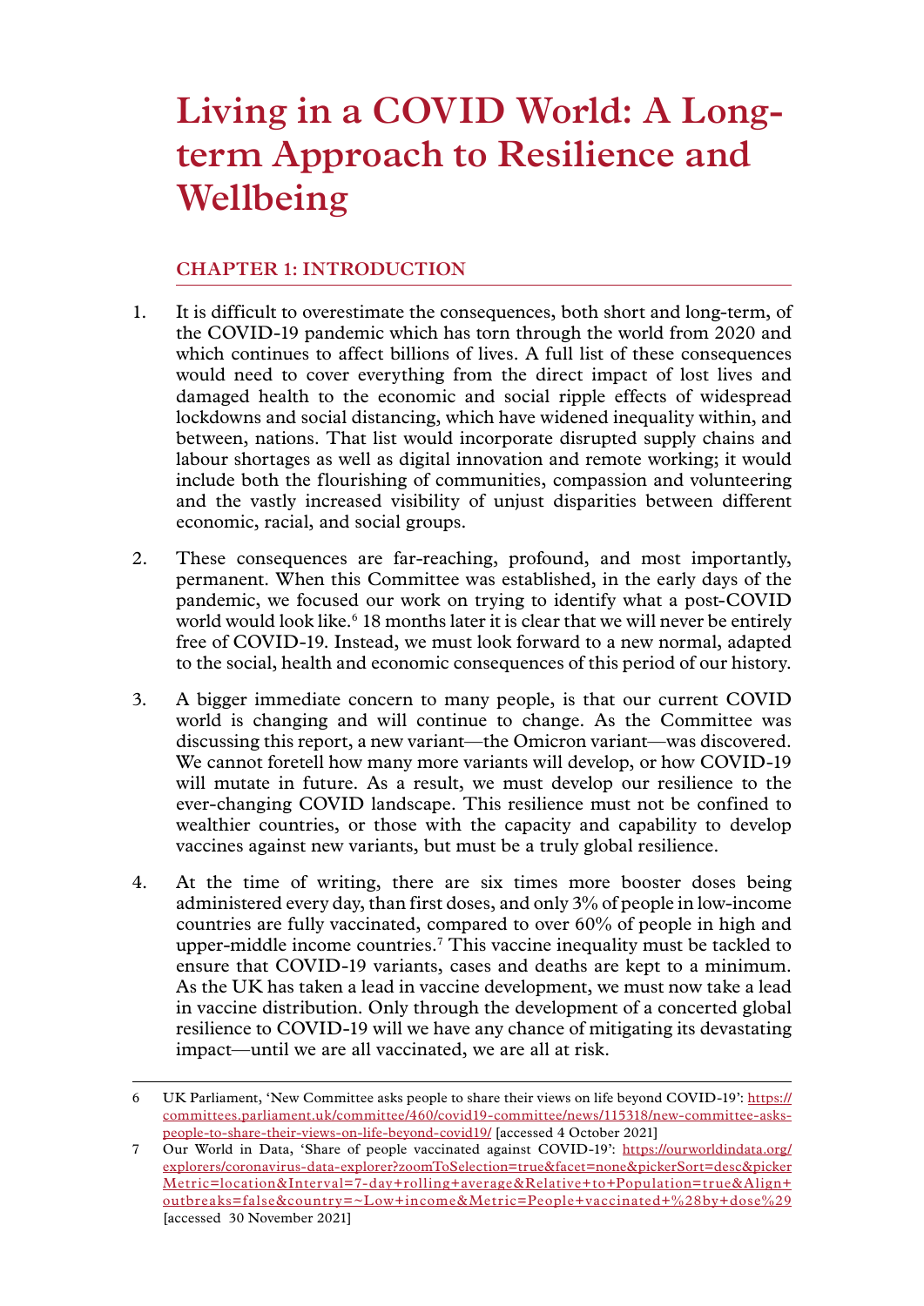# Living in a COVID World: A Long-term Approach to Resilience and Wellbeing

## CHAPTER 1: INTRODUCTION

1. It is difficult to overestimate the consequences, both short and long-term, of the COVID-19 pandemic which has torn through the world from 2020 and which continues to affect billions of lives. A full list of these consequences would need to cover everything from the direct impact of lost lives and damaged health to the economic and social ripple effects of widespread lockdowns and social distancing, which have widened inequality within, and between, nations. That list would incorporate disrupted supply chains and labour shortages as well as digital innovation and remote working; it would include both the flourishing of communities, compassion and volunteering and the vastly increased visibility of unjust disparities between different economic, racial, and social groups.

2. These consequences are far-reaching, profound, and most importantly, permanent. When this Committee was established, in the early days of the pandemic, we focused our work on trying to identify what a post-COVID world would look like.[6] 18 months later it is clear that we will never be entirely free of COVID-19. Instead, we must look forward to a new normal, adapted to the social, health and economic consequences of this period of our history.

3. A bigger immediate concern to many people, is that our current COVID world is changing and will continue to change. As the Committee was discussing this report, a new variant—the Omicron variant—was discovered. We cannot foretell how many more variants will develop, or how COVID-19 will mutate in future. As a result, we must develop our resilience to the ever-changing COVID landscape. This resilience must not be confined to wealthier countries, or those with the capacity and capability to develop vaccines against new variants, but must be a truly global resilience.

4. At the time of writing, there are six times more booster doses being administered every day, than first doses, and only 3% of people in low-income countries are fully vaccinated, compared to over 60% of people in high and upper-middle income countries.[7] This vaccine inequality must be tackled to ensure that COVID-19 variants, cases and deaths are kept to a minimum. As the UK has taken a lead in vaccine development, we must now take a lead in vaccine distribution. Only through the development of a concerted global resilience to COVID-19 will we have any chance of mitigating its devastating impact—until we are all vaccinated, we are all at risk.

---

6 UK Parliament, 'New Committee asks people to share their views on life beyond COVID-19': https://committees.parliament.uk/committee/460/covid19-committee/news/115318/new-committee-asks-people-to-share-their-views-on-life-beyond-covid19/ [accessed 4 October 2021]

7 Our World in Data, 'Share of people vaccinated against COVID-19': https://ourworldindata.org/explorers/coronavirus-data-explorer?zoomToSelection=true&facet=none&pickerSort=desc&pickerMetric=location&Interval=7-day+rolling+average&Relative+to+Population=true&Align+outbreaks=false&country=~Low+income&Metric=People+vaccinated+%28by+dose%29 [accessed 30 November 2021]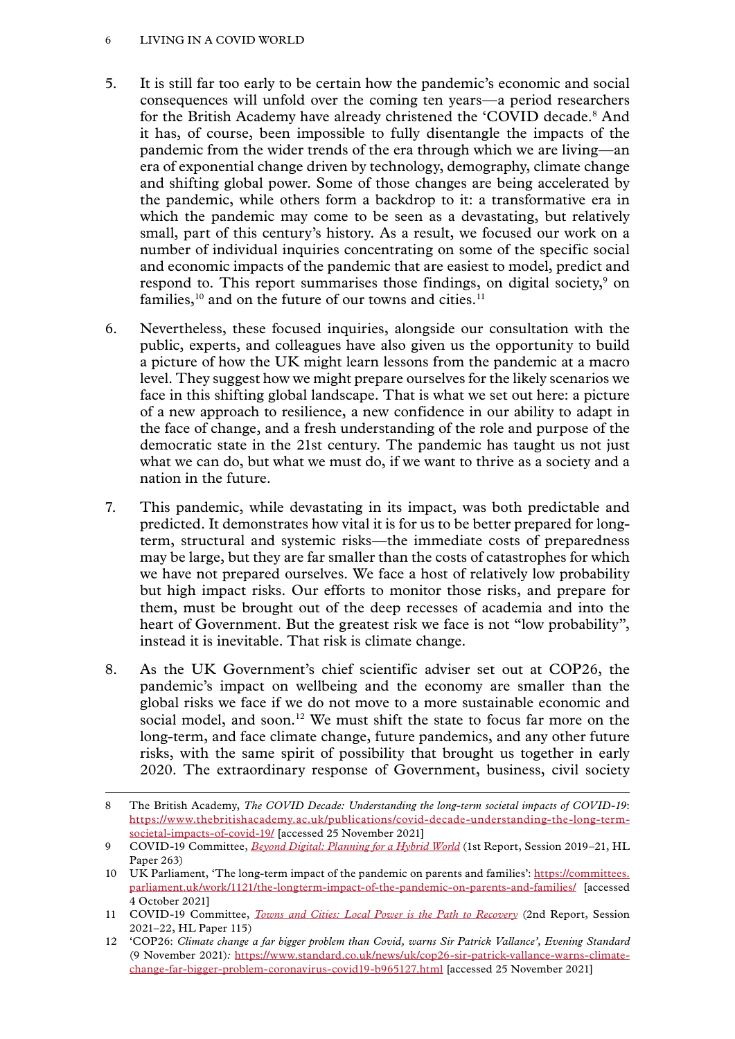5. It is still far too early to be certain how the pandemic's economic and social consequences will unfold over the coming ten years—a period researchers for the British Academy have already christened the 'COVID decade.[8] And it has, of course, been impossible to fully disentangle the impacts of the pandemic from the wider trends of the era through which we are living—an era of exponential change driven by technology, demography, climate change and shifting global power. Some of those changes are being accelerated by the pandemic, while others form a backdrop to it: a transformative era in which the pandemic may come to be seen as a devastating, but relatively small, part of this century's history. As a result, we focused our work on a number of individual inquiries concentrating on some of the specific social and economic impacts of the pandemic that are easiest to model, predict and respond to. This report summarises those findings, on digital society,[9] on families,[10] and on the future of our towns and cities.[11]

6. Nevertheless, these focused inquiries, alongside our consultation with the public, experts, and colleagues have also given us the opportunity to build a picture of how the UK might learn lessons from the pandemic at a macro level. They suggest how we might prepare ourselves for the likely scenarios we face in this shifting global landscape. That is what we set out here: a picture of a new approach to resilience, a new confidence in our ability to adapt in the face of change, and a fresh understanding of the role and purpose of the democratic state in the 21st century. The pandemic has taught us not just what we can do, but what we must do, if we want to thrive as a society and a nation in the future.

7. This pandemic, while devastating in its impact, was both predictable and predicted. It demonstrates how vital it is for us to be better prepared for long-term, structural and systemic risks—the immediate costs of preparedness may be large, but they are far smaller than the costs of catastrophes for which we have not prepared ourselves. We face a host of relatively low probability but high impact risks. Our efforts to monitor those risks, and prepare for them, must be brought out of the deep recesses of academia and into the heart of Government. But the greatest risk we face is not "low probability", instead it is inevitable. That risk is climate change.

8. As the UK Government's chief scientific adviser set out at COP26, the pandemic's impact on wellbeing and the economy are smaller than the global risks we face if we do not move to a more sustainable economic and social model, and soon.[12] We must shift the state to focus far more on the long-term, and face climate change, future pandemics, and any other future risks, with the same spirit of possibility that brought us together in early 2020. The extraordinary response of Government, business, civil society

---

8 The British Academy, *The COVID Decade: Understanding the long-term societal impacts of COVID-19*: https://www.thebritishacademy.ac.uk/publications/covid-decade-understanding-the-long-term-societal-impacts-of-covid-19/ [accessed 25 November 2021]

9 COVID-19 Committee, *Beyond Digital: Planning for a Hybrid World* (1st Report, Session 2019–21, HL Paper 263)

10 UK Parliament, 'The long-term impact of the pandemic on parents and families': https://committees.parliament.uk/work/1121/the-longterm-impact-of-the-pandemic-on-parents-and-families/ [accessed 4 October 2021]

11 COVID-19 Committee, *Towns and Cities: Local Power is the Path to Recovery* (2nd Report, Session 2021–22, HL Paper 115)

12 'COP26: *Climate change a far bigger problem than Covid, warns Sir Patrick Vallance', Evening Standard* (9 November 2021): https://www.standard.co.uk/news/uk/cop26-sir-patrick-vallance-warns-climate-change-far-bigger-problem-coronavirus-covid19-b965127.html [accessed 25 November 2021]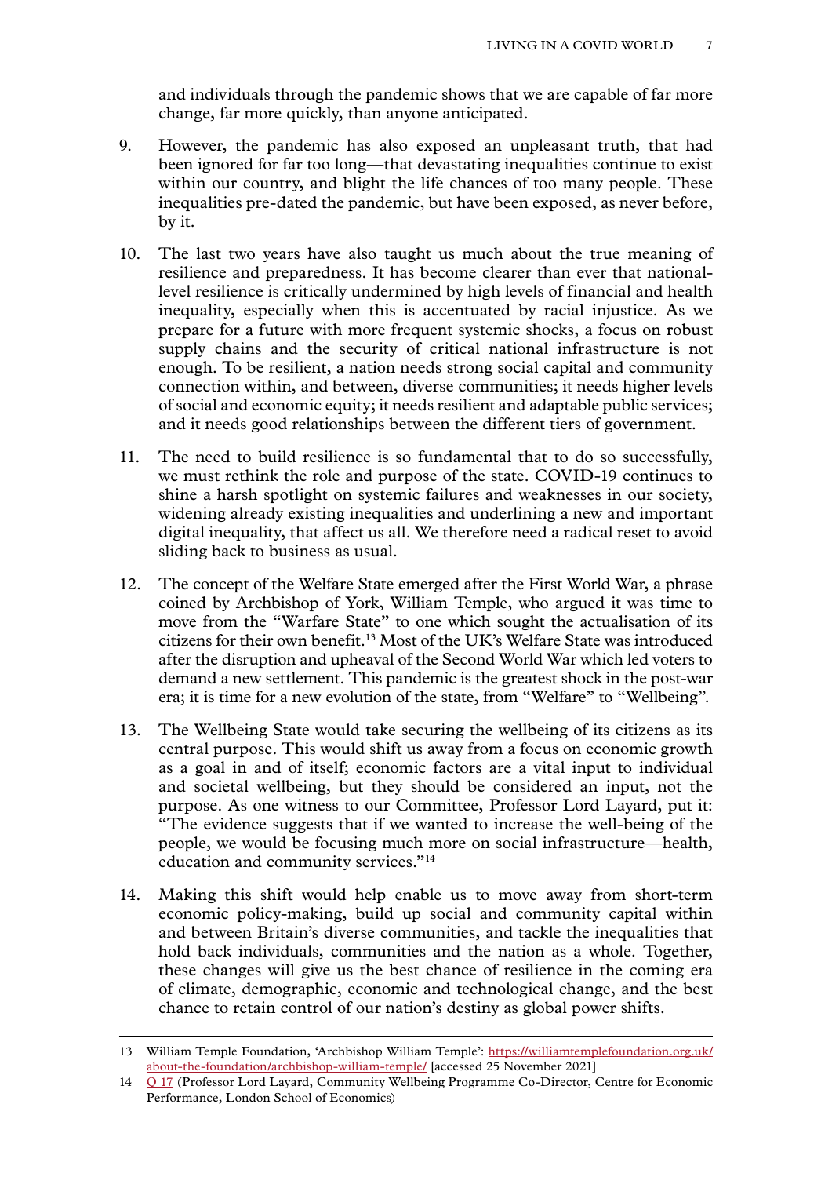and individuals through the pandemic shows that we are capable of far more change, far more quickly, than anyone anticipated.

9. However, the pandemic has also exposed an unpleasant truth, that had been ignored for far too long—that devastating inequalities continue to exist within our country, and blight the life chances of too many people. These inequalities pre-dated the pandemic, but have been exposed, as never before, by it.

10. The last two years have also taught us much about the true meaning of resilience and preparedness. It has become clearer than ever that national-level resilience is critically undermined by high levels of financial and health inequality, especially when this is accentuated by racial injustice. As we prepare for a future with more frequent systemic shocks, a focus on robust supply chains and the security of critical national infrastructure is not enough. To be resilient, a nation needs strong social capital and community connection within, and between, diverse communities; it needs higher levels of social and economic equity; it needs resilient and adaptable public services; and it needs good relationships between the different tiers of government.

11. The need to build resilience is so fundamental that to do so successfully, we must rethink the role and purpose of the state. COVID-19 continues to shine a harsh spotlight on systemic failures and weaknesses in our society, widening already existing inequalities and underlining a new and important digital inequality, that affect us all. We therefore need a radical reset to avoid sliding back to business as usual.

12. The concept of the Welfare State emerged after the First World War, a phrase coined by Archbishop of York, William Temple, who argued it was time to move from the "Warfare State" to one which sought the actualisation of its citizens for their own benefit.[13] Most of the UK's Welfare State was introduced after the disruption and upheaval of the Second World War which led voters to demand a new settlement. This pandemic is the greatest shock in the post-war era; it is time for a new evolution of the state, from "Welfare" to "Wellbeing".

13. The Wellbeing State would take securing the wellbeing of its citizens as its central purpose. This would shift us away from a focus on economic growth as a goal in and of itself; economic factors are a vital input to individual and societal wellbeing, but they should be considered an input, not the purpose. As one witness to our Committee, Professor Lord Layard, put it: "The evidence suggests that if we wanted to increase the well-being of the people, we would be focusing much more on social infrastructure—health, education and community services."[14]

14. Making this shift would help enable us to move away from short-term economic policy-making, build up social and community capital within and between Britain's diverse communities, and tackle the inequalities that hold back individuals, communities and the nation as a whole. Together, these changes will give us the best chance of resilience in the coming era of climate, demographic, economic and technological change, and the best chance to retain control of our nation's destiny as global power shifts.

---

13 William Temple Foundation, 'Archbishop William Temple': https://williamtemplefoundation.org.uk/about-the-foundation/archbishop-william-temple/ [accessed 25 November 2021]

14 Q 17 (Professor Lord Layard, Community Wellbeing Programme Co-Director, Centre for Economic Performance, London School of Economics)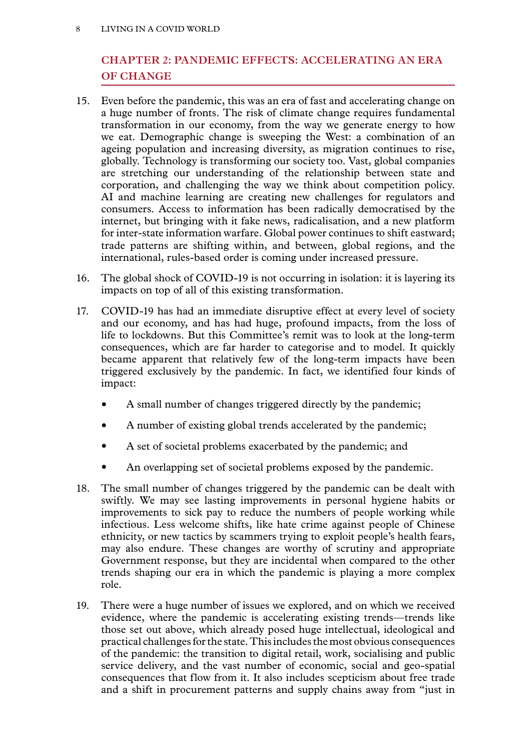## CHAPTER 2: PANDEMIC EFFECTS: ACCELERATING AN ERA OF CHANGE

15. Even before the pandemic, this was an era of fast and accelerating change on a huge number of fronts. The risk of climate change requires fundamental transformation in our economy, from the way we generate energy to how we eat. Demographic change is sweeping the West: a combination of an ageing population and increasing diversity, as migration continues to rise, globally. Technology is transforming our society too. Vast, global companies are stretching our understanding of the relationship between state and corporation, and challenging the way we think about competition policy. AI and machine learning are creating new challenges for regulators and consumers. Access to information has been radically democratised by the internet, but bringing with it fake news, radicalisation, and a new platform for inter-state information warfare. Global power continues to shift eastward; trade patterns are shifting within, and between, global regions, and the international, rules-based order is coming under increased pressure.

16. The global shock of COVID-19 is not occurring in isolation: it is layering its impacts on top of all of this existing transformation.

17. COVID-19 has had an immediate disruptive effect at every level of society and our economy, and has had huge, profound impacts, from the loss of life to lockdowns. But this Committee's remit was to look at the long-term consequences, which are far harder to categorise and to model. It quickly became apparent that relatively few of the long-term impacts have been triggered exclusively by the pandemic. In fact, we identified four kinds of impact:

    - A small number of changes triggered directly by the pandemic;
    - A number of existing global trends accelerated by the pandemic;
    - A set of societal problems exacerbated by the pandemic; and
    - An overlapping set of societal problems exposed by the pandemic.

18. The small number of changes triggered by the pandemic can be dealt with swiftly. We may see lasting improvements in personal hygiene habits or improvements to sick pay to reduce the numbers of people working while infectious. Less welcome shifts, like hate crime against people of Chinese ethnicity, or new tactics by scammers trying to exploit people's health fears, may also endure. These changes are worthy of scrutiny and appropriate Government response, but they are incidental when compared to the other trends shaping our era in which the pandemic is playing a more complex role.

19. There were a huge number of issues we explored, and on which we received evidence, where the pandemic is accelerating existing trends—trends like those set out above, which already posed huge intellectual, ideological and practical challenges for the state. This includes the most obvious consequences of the pandemic: the transition to digital retail, work, socialising and public service delivery, and the vast number of economic, social and geo-spatial consequences that flow from it. It also includes scepticism about free trade and a shift in procurement patterns and supply chains away from "just in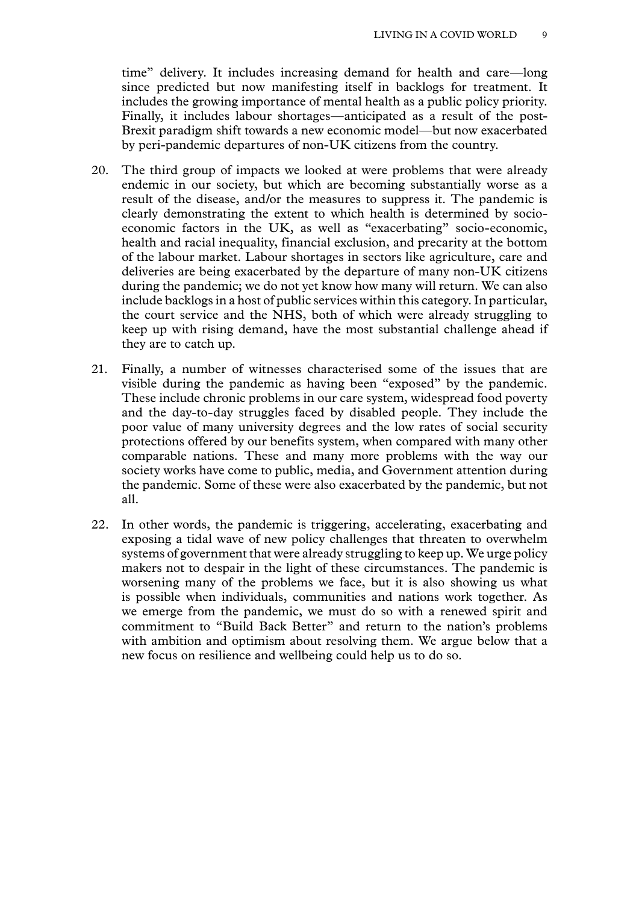time" delivery. It includes increasing demand for health and care—long since predicted but now manifesting itself in backlogs for treatment. It includes the growing importance of mental health as a public policy priority. Finally, it includes labour shortages—anticipated as a result of the post-Brexit paradigm shift towards a new economic model—but now exacerbated by peri-pandemic departures of non-UK citizens from the country.

20. The third group of impacts we looked at were problems that were already endemic in our society, but which are becoming substantially worse as a result of the disease, and/or the measures to suppress it. The pandemic is clearly demonstrating the extent to which health is determined by socio-economic factors in the UK, as well as "exacerbating" socio-economic, health and racial inequality, financial exclusion, and precarity at the bottom of the labour market. Labour shortages in sectors like agriculture, care and deliveries are being exacerbated by the departure of many non-UK citizens during the pandemic; we do not yet know how many will return. We can also include backlogs in a host of public services within this category. In particular, the court service and the NHS, both of which were already struggling to keep up with rising demand, have the most substantial challenge ahead if they are to catch up.

21. Finally, a number of witnesses characterised some of the issues that are visible during the pandemic as having been "exposed" by the pandemic. These include chronic problems in our care system, widespread food poverty and the day-to-day struggles faced by disabled people. They include the poor value of many university degrees and the low rates of social security protections offered by our benefits system, when compared with many other comparable nations. These and many more problems with the way our society works have come to public, media, and Government attention during the pandemic. Some of these were also exacerbated by the pandemic, but not all.

22. In other words, the pandemic is triggering, accelerating, exacerbating and exposing a tidal wave of new policy challenges that threaten to overwhelm systems of government that were already struggling to keep up. We urge policy makers not to despair in the light of these circumstances. The pandemic is worsening many of the problems we face, but it is also showing us what is possible when individuals, communities and nations work together. As we emerge from the pandemic, we must do so with a renewed spirit and commitment to "Build Back Better" and return to the nation's problems with ambition and optimism about resolving them. We argue below that a new focus on resilience and wellbeing could help us to do so.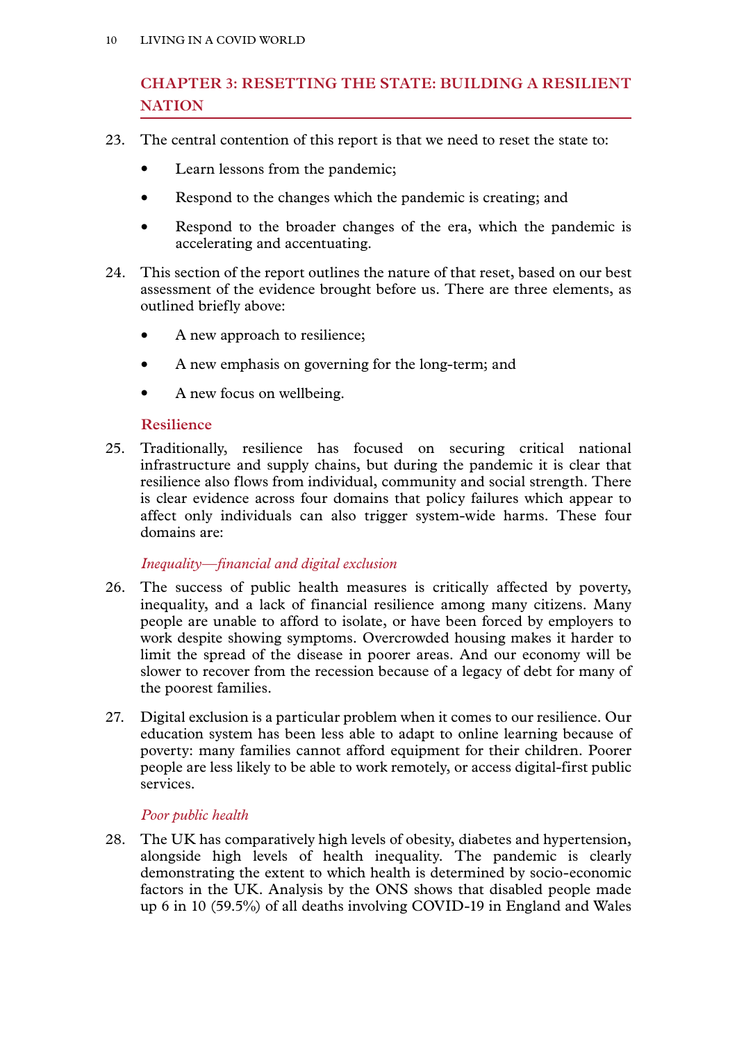## CHAPTER 3: RESETTING THE STATE: BUILDING A RESILIENT NATION

23. The central contention of this report is that we need to reset the state to:

- Learn lessons from the pandemic;
- Respond to the changes which the pandemic is creating; and
- Respond to the broader changes of the era, which the pandemic is accelerating and accentuating.

24. This section of the report outlines the nature of that reset, based on our best assessment of the evidence brought before us. There are three elements, as outlined briefly above:

- A new approach to resilience;
- A new emphasis on governing for the long-term; and
- A new focus on wellbeing.

### Resilience

25. Traditionally, resilience has focused on securing critical national infrastructure and supply chains, but during the pandemic it is clear that resilience also flows from individual, community and social strength. There is clear evidence across four domains that policy failures which appear to affect only individuals can also trigger system-wide harms. These four domains are:

#### *Inequality—financial and digital exclusion*

26. The success of public health measures is critically affected by poverty, inequality, and a lack of financial resilience among many citizens. Many people are unable to afford to isolate, or have been forced by employers to work despite showing symptoms. Overcrowded housing makes it harder to limit the spread of the disease in poorer areas. And our economy will be slower to recover from the recession because of a legacy of debt for many of the poorest families.

27. Digital exclusion is a particular problem when it comes to our resilience. Our education system has been less able to adapt to online learning because of poverty: many families cannot afford equipment for their children. Poorer people are less likely to be able to work remotely, or access digital-first public services.

#### *Poor public health*

28. The UK has comparatively high levels of obesity, diabetes and hypertension, alongside high levels of health inequality. The pandemic is clearly demonstrating the extent to which health is determined by socio-economic factors in the UK. Analysis by the ONS shows that disabled people made up 6 in 10 (59.5%) of all deaths involving COVID-19 in England and Wales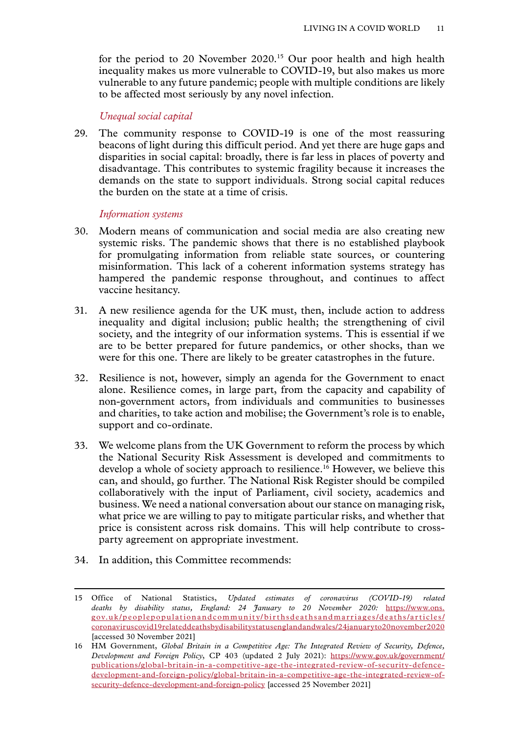for the period to 20 November 2020.[15] Our poor health and high health inequality makes us more vulnerable to COVID-19, but also makes us more vulnerable to any future pandemic; people with multiple conditions are likely to be affected most seriously by any novel infection.

*Unequal social capital*

29. The community response to COVID-19 is one of the most reassuring beacons of light during this difficult period. And yet there are huge gaps and disparities in social capital: broadly, there is far less in places of poverty and disadvantage. This contributes to systemic fragility because it increases the demands on the state to support individuals. Strong social capital reduces the burden on the state at a time of crisis.

*Information systems*

30. Modern means of communication and social media are also creating new systemic risks. The pandemic shows that there is no established playbook for promulgating information from reliable state sources, or countering misinformation. This lack of a coherent information systems strategy has hampered the pandemic response throughout, and continues to affect vaccine hesitancy.

31. A new resilience agenda for the UK must, then, include action to address inequality and digital inclusion; public health; the strengthening of civil society, and the integrity of our information systems. This is essential if we are to be better prepared for future pandemics, or other shocks, than we were for this one. There are likely to be greater catastrophes in the future.

32. Resilience is not, however, simply an agenda for the Government to enact alone. Resilience comes, in large part, from the capacity and capability of non-government actors, from individuals and communities to businesses and charities, to take action and mobilise; the Government's role is to enable, support and co-ordinate.

33. We welcome plans from the UK Government to reform the process by which the National Security Risk Assessment is developed and commitments to develop a whole of society approach to resilience.[16] However, we believe this can, and should, go further. The National Risk Register should be compiled collaboratively with the input of Parliament, civil society, academics and business. We need a national conversation about our stance on managing risk, what price we are willing to pay to mitigate particular risks, and whether that price is consistent across risk domains. This will help contribute to cross-party agreement on appropriate investment.

34. In addition, this Committee recommends:

---

15 Office of National Statistics, *Updated estimates of coronavirus (COVID-19) related deaths by disability status, England: 24 January to 20 November 2020:* https://www.ons.gov.uk/peoplepopulationandcommunity/birthsdeathsandmarriages/deaths/articles/coronaviruscovid19relateddeathsbydisabilitystatusenglandandwales/24januaryto20november2020 [accessed 30 November 2021]

16 HM Government, *Global Britain in a Competitive Age: The Integrated Review of Security, Defence, Development and Foreign Policy*, CP 403 (updated 2 July 2021): https://www.gov.uk/government/publications/global-britain-in-a-competitive-age-the-integrated-review-of-security-defence-development-and-foreign-policy/global-britain-in-a-competitive-age-the-integrated-review-of-security-defence-development-and-foreign-policy [accessed 25 November 2021]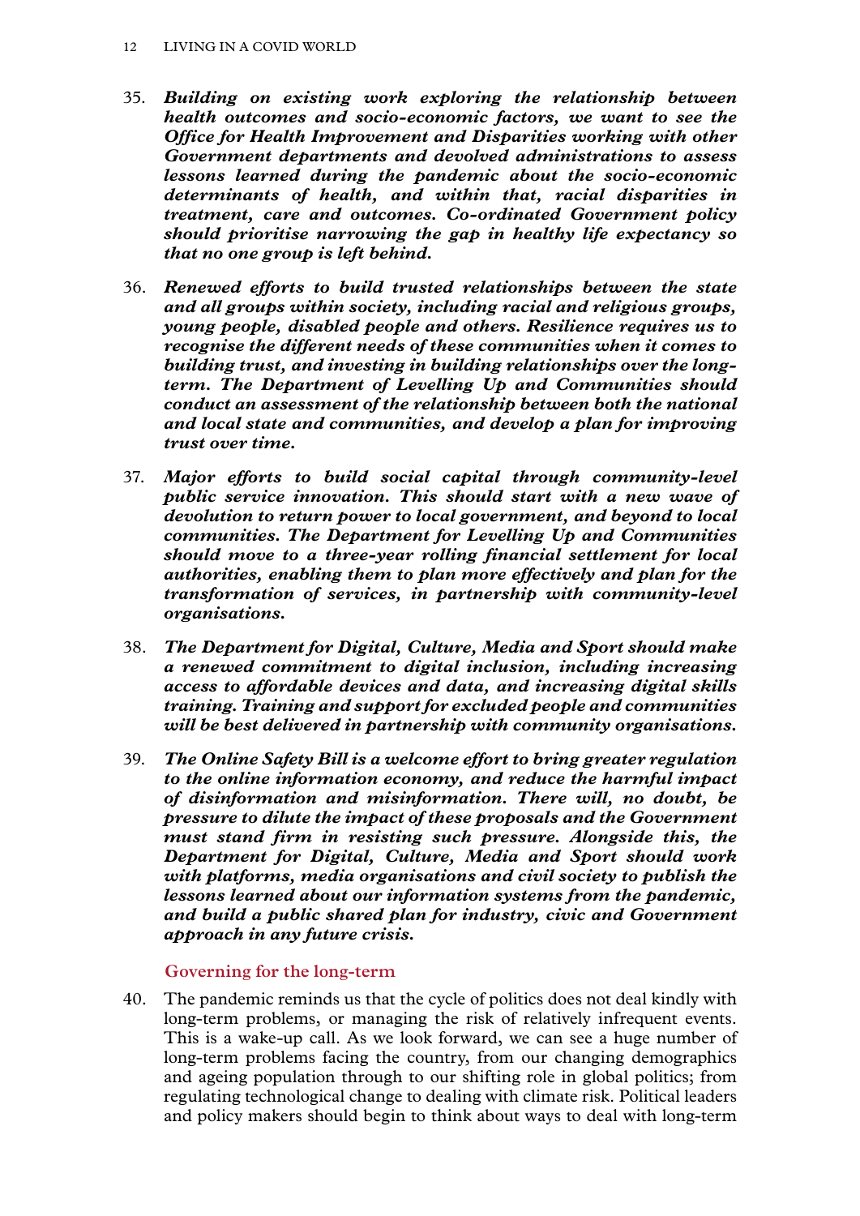35. ***Building on existing work exploring the relationship between health outcomes and socio-economic factors, we want to see the Office for Health Improvement and Disparities working with other Government departments and devolved administrations to assess lessons learned during the pandemic about the socio-economic determinants of health, and within that, racial disparities in treatment, care and outcomes. Co-ordinated Government policy should prioritise narrowing the gap in healthy life expectancy so that no one group is left behind.***

36. ***Renewed efforts to build trusted relationships between the state and all groups within society, including racial and religious groups, young people, disabled people and others. Resilience requires us to recognise the different needs of these communities when it comes to building trust, and investing in building relationships over the long-term. The Department of Levelling Up and Communities should conduct an assessment of the relationship between both the national and local state and communities, and develop a plan for improving trust over time.***

37. ***Major efforts to build social capital through community-level public service innovation. This should start with a new wave of devolution to return power to local government, and beyond to local communities. The Department for Levelling Up and Communities should move to a three-year rolling financial settlement for local authorities, enabling them to plan more effectively and plan for the transformation of services, in partnership with community-level organisations.***

38. ***The Department for Digital, Culture, Media and Sport should make a renewed commitment to digital inclusion, including increasing access to affordable devices and data, and increasing digital skills training. Training and support for excluded people and communities will be best delivered in partnership with community organisations.***

39. ***The Online Safety Bill is a welcome effort to bring greater regulation to the online information economy, and reduce the harmful impact of disinformation and misinformation. There will, no doubt, be pressure to dilute the impact of these proposals and the Government must stand firm in resisting such pressure. Alongside this, the Department for Digital, Culture, Media and Sport should work with platforms, media organisations and civil society to publish the lessons learned about our information systems from the pandemic, and build a public shared plan for industry, civic and Government approach in any future crisis.***

### Governing for the long-term

40. The pandemic reminds us that the cycle of politics does not deal kindly with long-term problems, or managing the risk of relatively infrequent events. This is a wake-up call. As we look forward, we can see a huge number of long-term problems facing the country, from our changing demographics and ageing population through to our shifting role in global politics; from regulating technological change to dealing with climate risk. Political leaders and policy makers should begin to think about ways to deal with long-term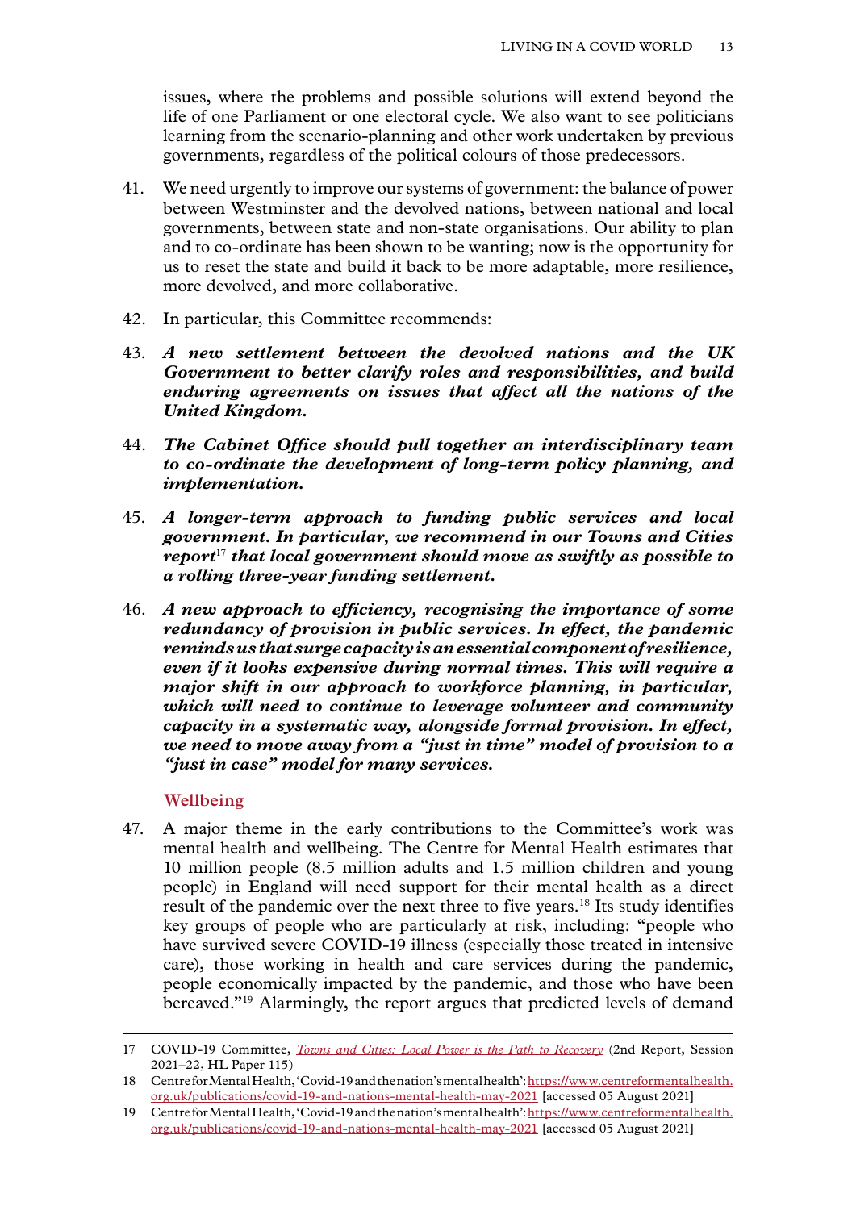issues, where the problems and possible solutions will extend beyond the life of one Parliament or one electoral cycle. We also want to see politicians learning from the scenario-planning and other work undertaken by previous governments, regardless of the political colours of those predecessors.

41. We need urgently to improve our systems of government: the balance of power between Westminster and the devolved nations, between national and local governments, between state and non-state organisations. Our ability to plan and to co-ordinate has been shown to be wanting; now is the opportunity for us to reset the state and build it back to be more adaptable, more resilience, more devolved, and more collaborative.

42. In particular, this Committee recommends:

43. ***A new settlement between the devolved nations and the UK Government to better clarify roles and responsibilities, and build enduring agreements on issues that affect all the nations of the United Kingdom.***

44. ***The Cabinet Office should pull together an interdisciplinary team to co-ordinate the development of long-term policy planning, and implementation.***

45. ***A longer-term approach to funding public services and local government. In particular, we recommend in our Towns and Cities report***[17] ***that local government should move as swiftly as possible to a rolling three-year funding settlement.***

46. ***A new approach to efficiency, recognising the importance of some redundancy of provision in public services. In effect, the pandemic reminds us that surge capacity is an essential component of resilience, even if it looks expensive during normal times. This will require a major shift in our approach to workforce planning, in particular, which will need to continue to leverage volunteer and community capacity in a systematic way, alongside formal provision. In effect, we need to move away from a "just in time" model of provision to a "just in case" model for many services.***

### Wellbeing

47. A major theme in the early contributions to the Committee's work was mental health and wellbeing. The Centre for Mental Health estimates that 10 million people (8.5 million adults and 1.5 million children and young people) in England will need support for their mental health as a direct result of the pandemic over the next three to five years.[18] Its study identifies key groups of people who are particularly at risk, including: "people who have survived severe COVID-19 illness (especially those treated in intensive care), those working in health and care services during the pandemic, people economically impacted by the pandemic, and those who have been bereaved."[19] Alarmingly, the report argues that predicted levels of demand

---

17 COVID-19 Committee, *Towns and Cities: Local Power is the Path to Recovery* (2nd Report, Session 2021–22, HL Paper 115)

18 Centre for Mental Health, 'Covid-19 and the nation's mental health': https://www.centreformentalhealth.org.uk/publications/covid-19-and-nations-mental-health-may-2021 [accessed 05 August 2021]

19 Centre for Mental Health, 'Covid-19 and the nation's mental health': https://www.centreformentalhealth.org.uk/publications/covid-19-and-nations-mental-health-may-2021 [accessed 05 August 2021]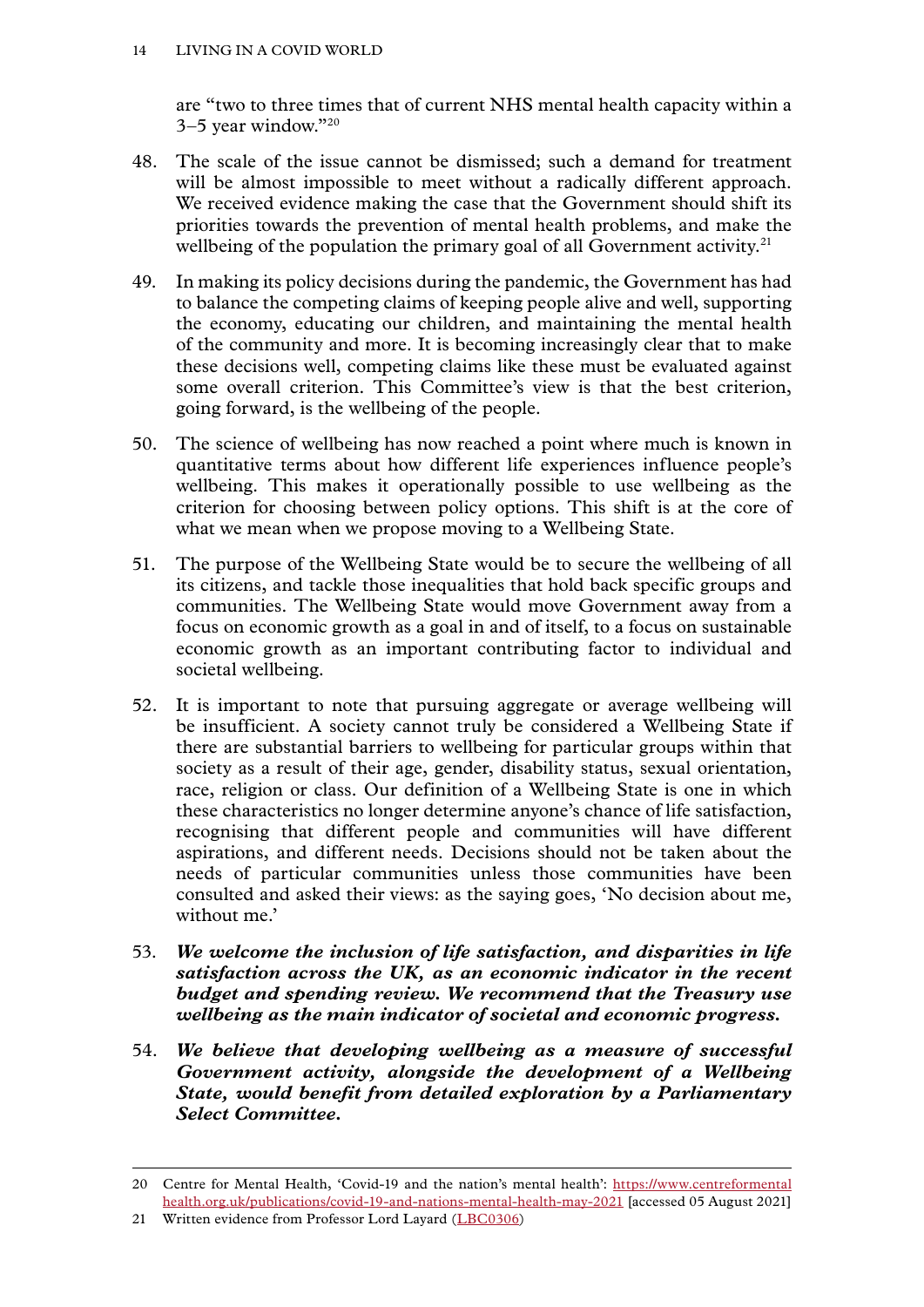are "two to three times that of current NHS mental health capacity within a 3–5 year window."[20]

48. The scale of the issue cannot be dismissed; such a demand for treatment will be almost impossible to meet without a radically different approach. We received evidence making the case that the Government should shift its priorities towards the prevention of mental health problems, and make the wellbeing of the population the primary goal of all Government activity.[21]

49. In making its policy decisions during the pandemic, the Government has had to balance the competing claims of keeping people alive and well, supporting the economy, educating our children, and maintaining the mental health of the community and more. It is becoming increasingly clear that to make these decisions well, competing claims like these must be evaluated against some overall criterion. This Committee's view is that the best criterion, going forward, is the wellbeing of the people.

50. The science of wellbeing has now reached a point where much is known in quantitative terms about how different life experiences influence people's wellbeing. This makes it operationally possible to use wellbeing as the criterion for choosing between policy options. This shift is at the core of what we mean when we propose moving to a Wellbeing State.

51. The purpose of the Wellbeing State would be to secure the wellbeing of all its citizens, and tackle those inequalities that hold back specific groups and communities. The Wellbeing State would move Government away from a focus on economic growth as a goal in and of itself, to a focus on sustainable economic growth as an important contributing factor to individual and societal wellbeing.

52. It is important to note that pursuing aggregate or average wellbeing will be insufficient. A society cannot truly be considered a Wellbeing State if there are substantial barriers to wellbeing for particular groups within that society as a result of their age, gender, disability status, sexual orientation, race, religion or class. Our definition of a Wellbeing State is one in which these characteristics no longer determine anyone's chance of life satisfaction, recognising that different people and communities will have different aspirations, and different needs. Decisions should not be taken about the needs of particular communities unless those communities have been consulted and asked their views: as the saying goes, 'No decision about me, without me.'

53. ***We welcome the inclusion of life satisfaction, and disparities in life satisfaction across the UK, as an economic indicator in the recent budget and spending review. We recommend that the Treasury use wellbeing as the main indicator of societal and economic progress.***

54. ***We believe that developing wellbeing as a measure of successful Government activity, alongside the development of a Wellbeing State, would benefit from detailed exploration by a Parliamentary Select Committee.***

---

20 Centre for Mental Health, 'Covid-19 and the nation's mental health': https://www.centreformentalhealth.org.uk/publications/covid-19-and-nations-mental-health-may-2021 [accessed 05 August 2021]

21 Written evidence from Professor Lord Layard (LBC0306)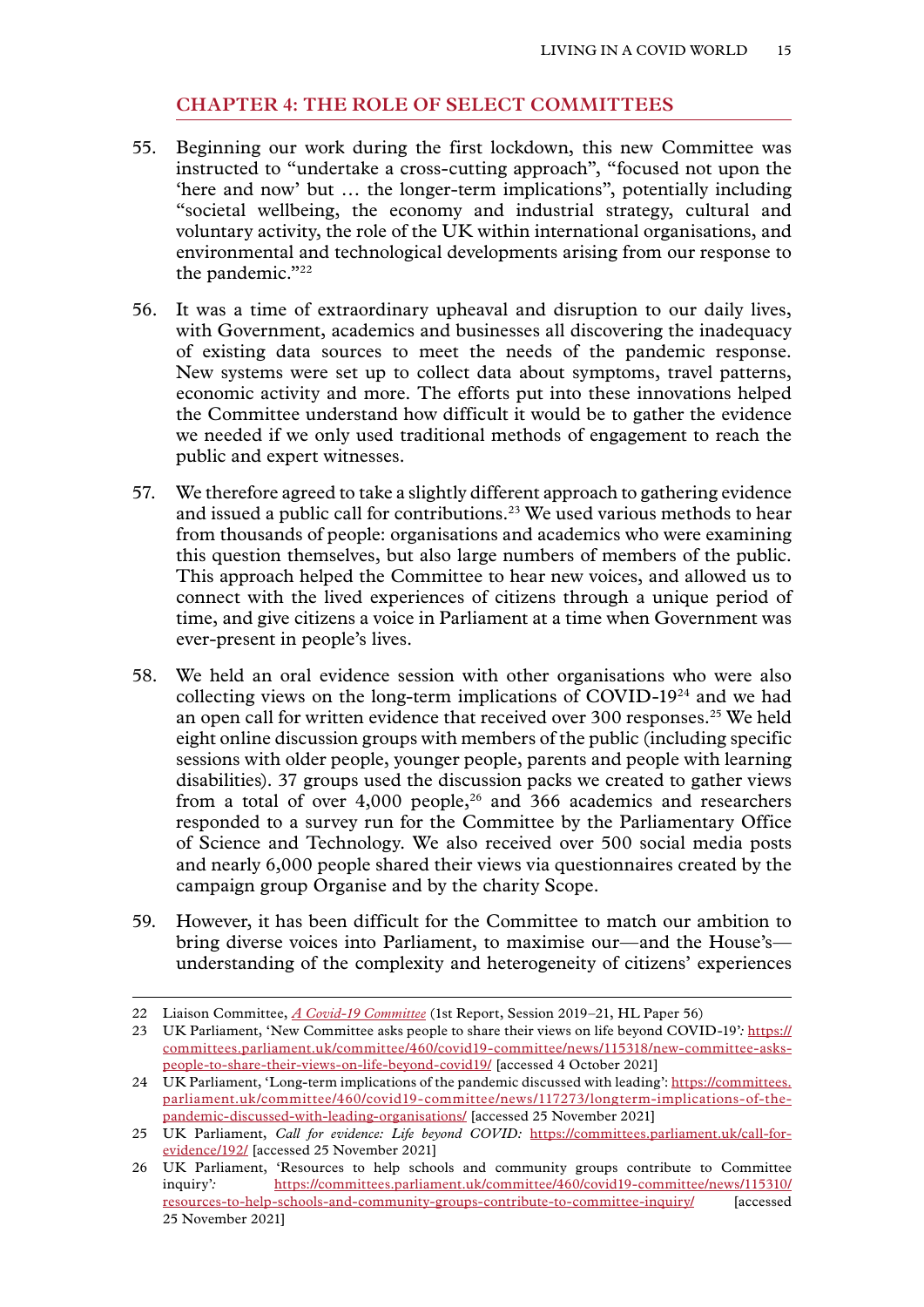## CHAPTER 4: THE ROLE OF SELECT COMMITTEES

55. Beginning our work during the first lockdown, this new Committee was instructed to "undertake a cross-cutting approach", "focused not upon the 'here and now' but … the longer-term implications", potentially including "societal wellbeing, the economy and industrial strategy, cultural and voluntary activity, the role of the UK within international organisations, and environmental and technological developments arising from our response to the pandemic."[22]

56. It was a time of extraordinary upheaval and disruption to our daily lives, with Government, academics and businesses all discovering the inadequacy of existing data sources to meet the needs of the pandemic response. New systems were set up to collect data about symptoms, travel patterns, economic activity and more. The efforts put into these innovations helped the Committee understand how difficult it would be to gather the evidence we needed if we only used traditional methods of engagement to reach the public and expert witnesses.

57. We therefore agreed to take a slightly different approach to gathering evidence and issued a public call for contributions.[23] We used various methods to hear from thousands of people: organisations and academics who were examining this question themselves, but also large numbers of members of the public. This approach helped the Committee to hear new voices, and allowed us to connect with the lived experiences of citizens through a unique period of time, and give citizens a voice in Parliament at a time when Government was ever-present in people's lives.

58. We held an oral evidence session with other organisations who were also collecting views on the long-term implications of COVID-19[24] and we had an open call for written evidence that received over 300 responses.[25] We held eight online discussion groups with members of the public (including specific sessions with older people, younger people, parents and people with learning disabilities). 37 groups used the discussion packs we created to gather views from a total of over 4,000 people,[26] and 366 academics and researchers responded to a survey run for the Committee by the Parliamentary Office of Science and Technology. We also received over 500 social media posts and nearly 6,000 people shared their views via questionnaires created by the campaign group Organise and by the charity Scope.

59. However, it has been difficult for the Committee to match our ambition to bring diverse voices into Parliament, to maximise our—and the House's—understanding of the complexity and heterogeneity of citizens' experiences

---

22 Liaison Committee, *A Covid-19 Committee* (1st Report, Session 2019–21, HL Paper 56)

23 UK Parliament, 'New Committee asks people to share their views on life beyond COVID-19': https://committees.parliament.uk/committee/460/covid19-committee/news/115318/new-committee-asks-people-to-share-their-views-on-life-beyond-covid19/ [accessed 4 October 2021]

24 UK Parliament, 'Long-term implications of the pandemic discussed with leading': https://committees.parliament.uk/committee/460/covid19-committee/news/117273/longterm-implications-of-the-pandemic-discussed-with-leading-organisations/ [accessed 25 November 2021]

25 UK Parliament, *Call for evidence: Life beyond COVID:* https://committees.parliament.uk/call-for-evidence/192/ [accessed 25 November 2021]

26 UK Parliament, 'Resources to help schools and community groups contribute to Committee inquiry': https://committees.parliament.uk/committee/460/covid19-committee/news/115310/resources-to-help-schools-and-community-groups-contribute-to-committee-inquiry/ [accessed 25 November 2021]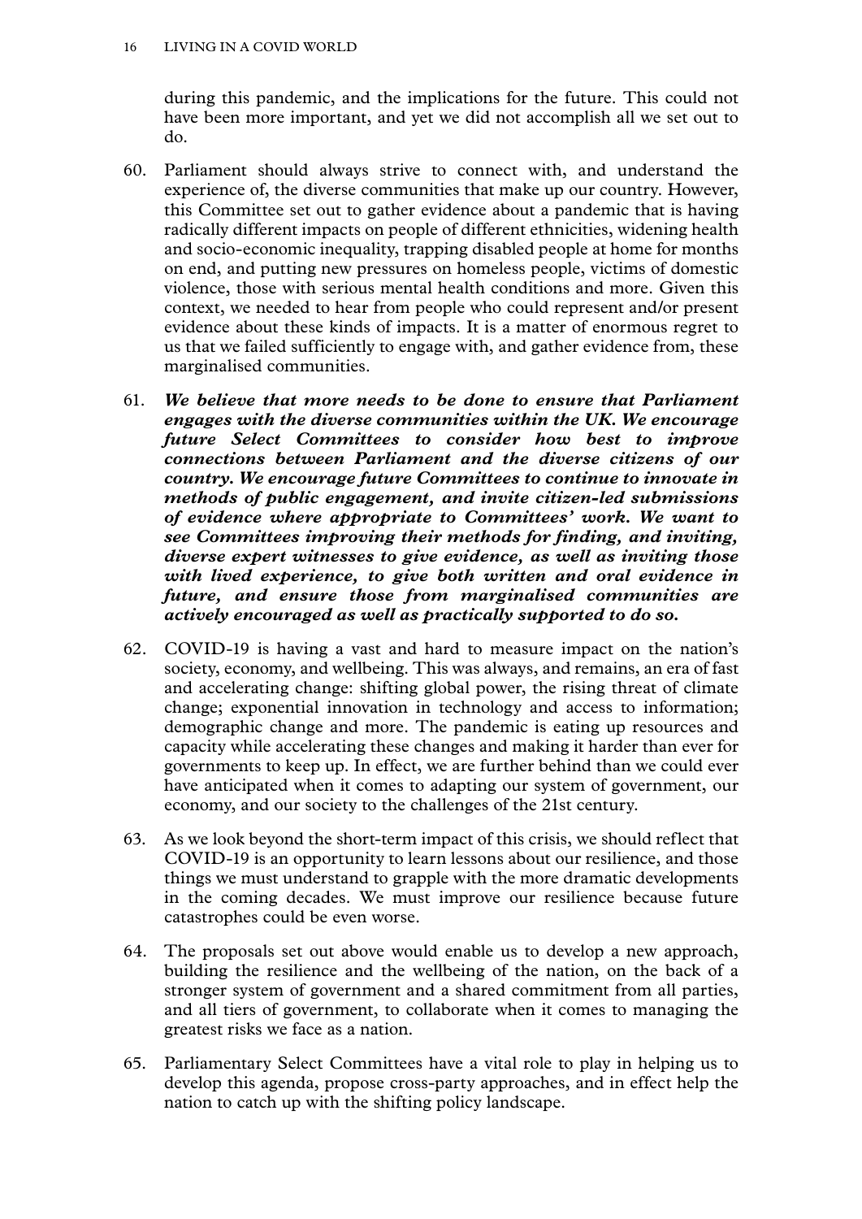during this pandemic, and the implications for the future. This could not have been more important, and yet we did not accomplish all we set out to do.

60. Parliament should always strive to connect with, and understand the experience of, the diverse communities that make up our country. However, this Committee set out to gather evidence about a pandemic that is having radically different impacts on people of different ethnicities, widening health and socio-economic inequality, trapping disabled people at home for months on end, and putting new pressures on homeless people, victims of domestic violence, those with serious mental health conditions and more. Given this context, we needed to hear from people who could represent and/or present evidence about these kinds of impacts. It is a matter of enormous regret to us that we failed sufficiently to engage with, and gather evidence from, these marginalised communities.

61. ***We believe that more needs to be done to ensure that Parliament engages with the diverse communities within the UK. We encourage future Select Committees to consider how best to improve connections between Parliament and the diverse citizens of our country. We encourage future Committees to continue to innovate in methods of public engagement, and invite citizen-led submissions of evidence where appropriate to Committees' work. We want to see Committees improving their methods for finding, and inviting, diverse expert witnesses to give evidence, as well as inviting those with lived experience, to give both written and oral evidence in future, and ensure those from marginalised communities are actively encouraged as well as practically supported to do so.***

62. COVID-19 is having a vast and hard to measure impact on the nation's society, economy, and wellbeing. This was always, and remains, an era of fast and accelerating change: shifting global power, the rising threat of climate change; exponential innovation in technology and access to information; demographic change and more. The pandemic is eating up resources and capacity while accelerating these changes and making it harder than ever for governments to keep up. In effect, we are further behind than we could ever have anticipated when it comes to adapting our system of government, our economy, and our society to the challenges of the 21st century.

63. As we look beyond the short-term impact of this crisis, we should reflect that COVID-19 is an opportunity to learn lessons about our resilience, and those things we must understand to grapple with the more dramatic developments in the coming decades. We must improve our resilience because future catastrophes could be even worse.

64. The proposals set out above would enable us to develop a new approach, building the resilience and the wellbeing of the nation, on the back of a stronger system of government and a shared commitment from all parties, and all tiers of government, to collaborate when it comes to managing the greatest risks we face as a nation.

65. Parliamentary Select Committees have a vital role to play in helping us to develop this agenda, propose cross-party approaches, and in effect help the nation to catch up with the shifting policy landscape.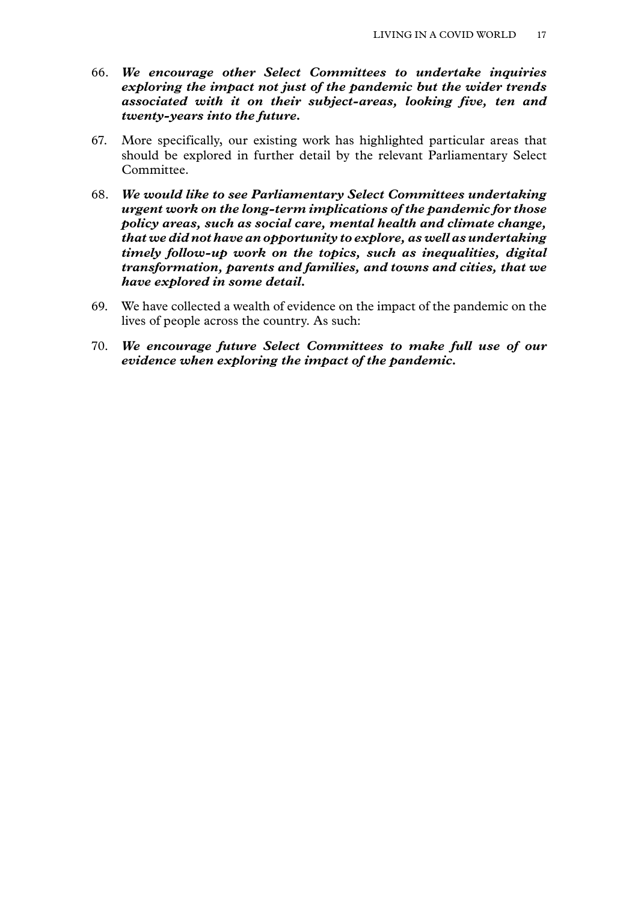66. ***We encourage other Select Committees to undertake inquiries exploring the impact not just of the pandemic but the wider trends associated with it on their subject-areas, looking five, ten and twenty-years into the future.***

67. More specifically, our existing work has highlighted particular areas that should be explored in further detail by the relevant Parliamentary Select Committee.

68. ***We would like to see Parliamentary Select Committees undertaking urgent work on the long-term implications of the pandemic for those policy areas, such as social care, mental health and climate change, that we did not have an opportunity to explore, as well as undertaking timely follow-up work on the topics, such as inequalities, digital transformation, parents and families, and towns and cities, that we have explored in some detail.***

69. We have collected a wealth of evidence on the impact of the pandemic on the lives of people across the country. As such:

70. ***We encourage future Select Committees to make full use of our evidence when exploring the impact of the pandemic.***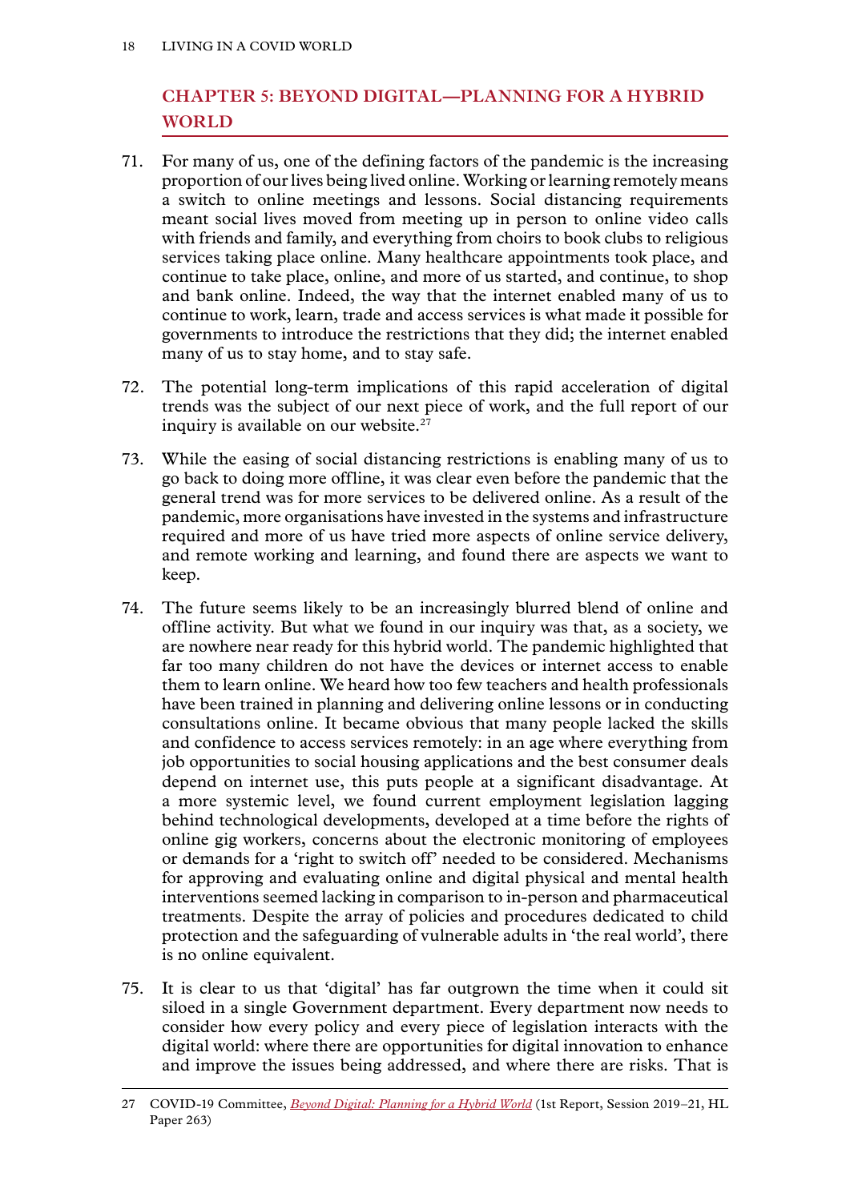## CHAPTER 5: BEYOND DIGITAL—PLANNING FOR A HYBRID WORLD

71. For many of us, one of the defining factors of the pandemic is the increasing proportion of our lives being lived online. Working or learning remotely means a switch to online meetings and lessons. Social distancing requirements meant social lives moved from meeting up in person to online video calls with friends and family, and everything from choirs to book clubs to religious services taking place online. Many healthcare appointments took place, and continue to take place, online, and more of us started, and continue, to shop and bank online. Indeed, the way that the internet enabled many of us to continue to work, learn, trade and access services is what made it possible for governments to introduce the restrictions that they did; the internet enabled many of us to stay home, and to stay safe.

72. The potential long-term implications of this rapid acceleration of digital trends was the subject of our next piece of work, and the full report of our inquiry is available on our website.[27]

73. While the easing of social distancing restrictions is enabling many of us to go back to doing more offline, it was clear even before the pandemic that the general trend was for more services to be delivered online. As a result of the pandemic, more organisations have invested in the systems and infrastructure required and more of us have tried more aspects of online service delivery, and remote working and learning, and found there are aspects we want to keep.

74. The future seems likely to be an increasingly blurred blend of online and offline activity. But what we found in our inquiry was that, as a society, we are nowhere near ready for this hybrid world. The pandemic highlighted that far too many children do not have the devices or internet access to enable them to learn online. We heard how too few teachers and health professionals have been trained in planning and delivering online lessons or in conducting consultations online. It became obvious that many people lacked the skills and confidence to access services remotely: in an age where everything from job opportunities to social housing applications and the best consumer deals depend on internet use, this puts people at a significant disadvantage. At a more systemic level, we found current employment legislation lagging behind technological developments, developed at a time before the rights of online gig workers, concerns about the electronic monitoring of employees or demands for a 'right to switch off' needed to be considered. Mechanisms for approving and evaluating online and digital physical and mental health interventions seemed lacking in comparison to in-person and pharmaceutical treatments. Despite the array of policies and procedures dedicated to child protection and the safeguarding of vulnerable adults in 'the real world', there is no online equivalent.

75. It is clear to us that 'digital' has far outgrown the time when it could sit siloed in a single Government department. Every department now needs to consider how every policy and every piece of legislation interacts with the digital world: where there are opportunities for digital innovation to enhance and improve the issues being addressed, and where there are risks. That is

---

27 COVID-19 Committee, *Beyond Digital: Planning for a Hybrid World* (1st Report, Session 2019–21, HL Paper 263)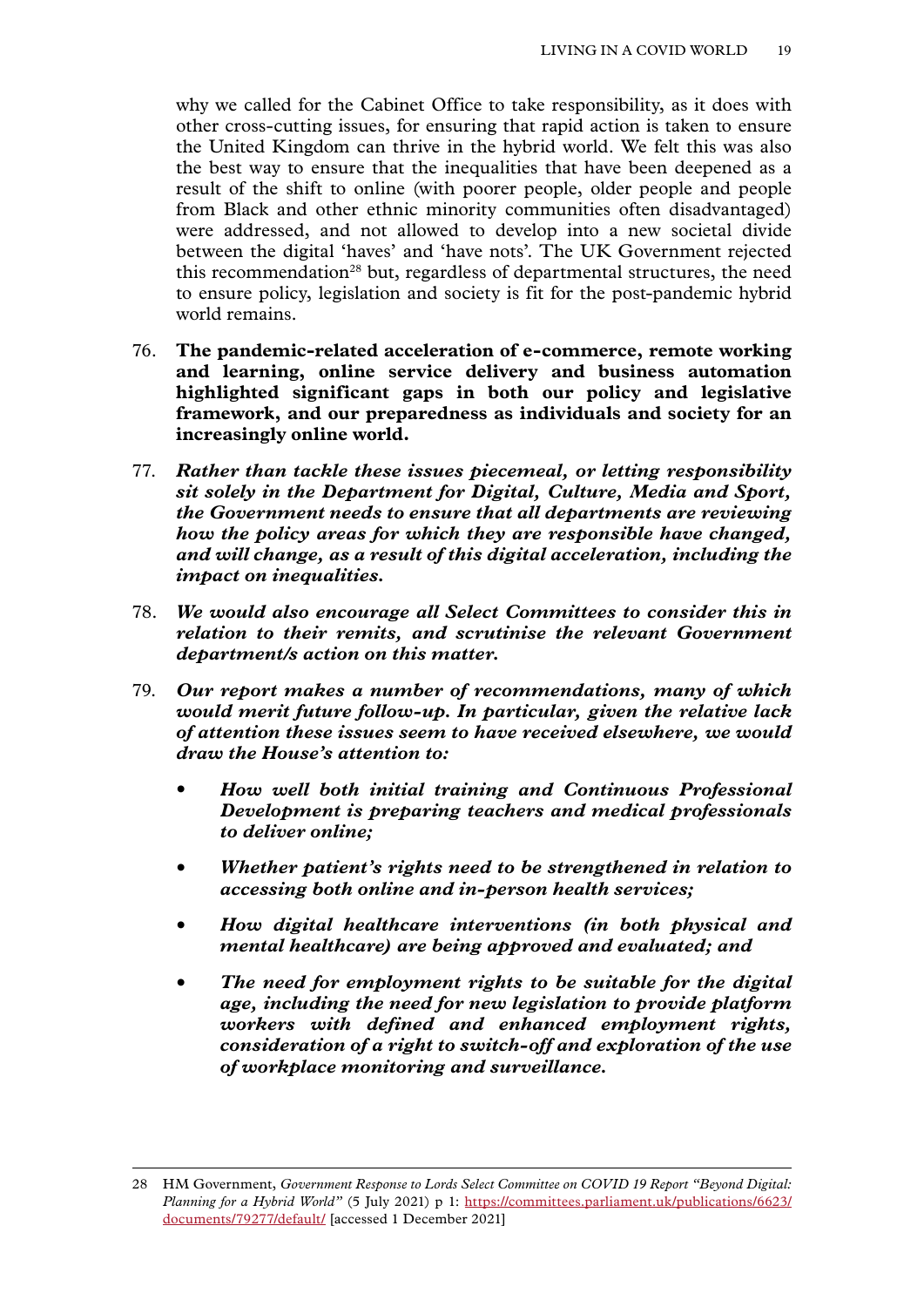why we called for the Cabinet Office to take responsibility, as it does with other cross-cutting issues, for ensuring that rapid action is taken to ensure the United Kingdom can thrive in the hybrid world. We felt this was also the best way to ensure that the inequalities that have been deepened as a result of the shift to online (with poorer people, older people and people from Black and other ethnic minority communities often disadvantaged) were addressed, and not allowed to develop into a new societal divide between the digital 'haves' and 'have nots'. The UK Government rejected this recommendation[28] but, regardless of departmental structures, the need to ensure policy, legislation and society is fit for the post-pandemic hybrid world remains.

76. **The pandemic-related acceleration of e-commerce, remote working and learning, online service delivery and business automation highlighted significant gaps in both our policy and legislative framework, and our preparedness as individuals and society for an increasingly online world.**

77. ***Rather than tackle these issues piecemeal, or letting responsibility sit solely in the Department for Digital, Culture, Media and Sport, the Government needs to ensure that all departments are reviewing how the policy areas for which they are responsible have changed, and will change, as a result of this digital acceleration, including the impact on inequalities.***

78. ***We would also encourage all Select Committees to consider this in relation to their remits, and scrutinise the relevant Government department/s action on this matter.***

79. ***Our report makes a number of recommendations, many of which would merit future follow-up. In particular, given the relative lack of attention these issues seem to have received elsewhere, we would draw the House's attention to:***

- ***How well both initial training and Continuous Professional Development is preparing teachers and medical professionals to deliver online;***
- ***Whether patient's rights need to be strengthened in relation to accessing both online and in-person health services;***
- ***How digital healthcare interventions (in both physical and mental healthcare) are being approved and evaluated; and***
- ***The need for employment rights to be suitable for the digital age, including the need for new legislation to provide platform workers with defined and enhanced employment rights, consideration of a right to switch-off and exploration of the use of workplace monitoring and surveillance.***

---

28 HM Government, *Government Response to Lords Select Committee on COVID 19 Report "Beyond Digital: Planning for a Hybrid World"* (5 July 2021) p 1: https://committees.parliament.uk/publications/6623/documents/79277/default/ [accessed 1 December 2021]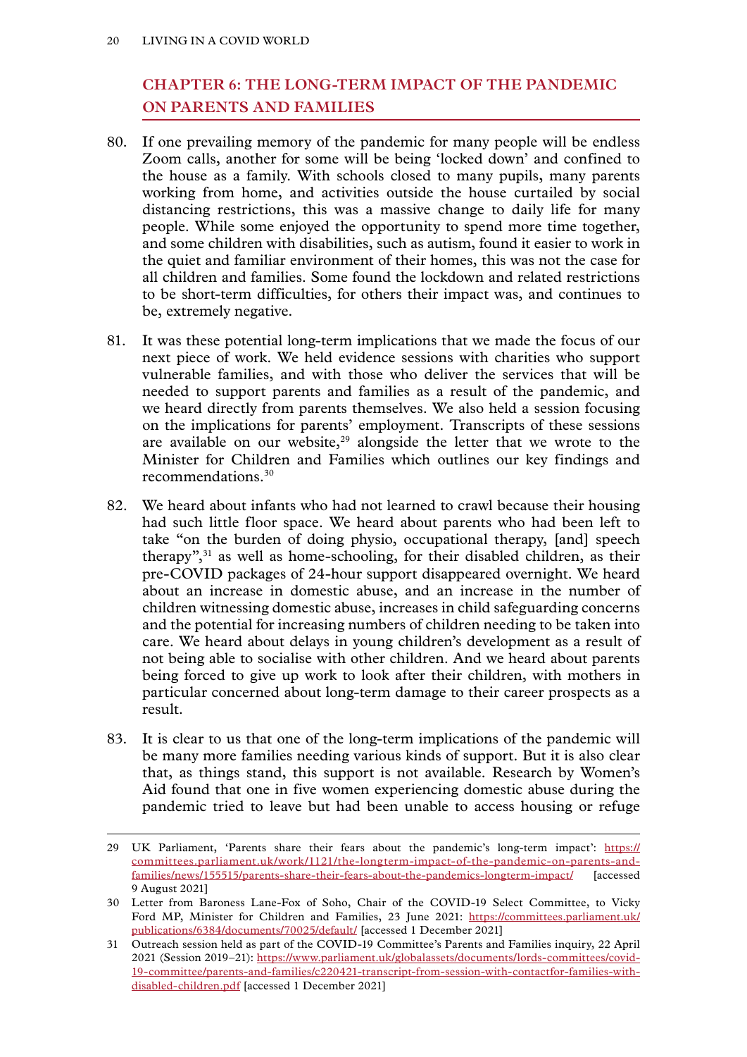## CHAPTER 6: THE LONG-TERM IMPACT OF THE PANDEMIC ON PARENTS AND FAMILIES

80. If one prevailing memory of the pandemic for many people will be endless Zoom calls, another for some will be being 'locked down' and confined to the house as a family. With schools closed to many pupils, many parents working from home, and activities outside the house curtailed by social distancing restrictions, this was a massive change to daily life for many people. While some enjoyed the opportunity to spend more time together, and some children with disabilities, such as autism, found it easier to work in the quiet and familiar environment of their homes, this was not the case for all children and families. Some found the lockdown and related restrictions to be short-term difficulties, for others their impact was, and continues to be, extremely negative.

81. It was these potential long-term implications that we made the focus of our next piece of work. We held evidence sessions with charities who support vulnerable families, and with those who deliver the services that will be needed to support parents and families as a result of the pandemic, and we heard directly from parents themselves. We also held a session focusing on the implications for parents' employment. Transcripts of these sessions are available on our website,[29] alongside the letter that we wrote to the Minister for Children and Families which outlines our key findings and recommendations.[30]

82. We heard about infants who had not learned to crawl because their housing had such little floor space. We heard about parents who had been left to take "on the burden of doing physio, occupational therapy, [and] speech therapy",[31] as well as home-schooling, for their disabled children, as their pre-COVID packages of 24-hour support disappeared overnight. We heard about an increase in domestic abuse, and an increase in the number of children witnessing domestic abuse, increases in child safeguarding concerns and the potential for increasing numbers of children needing to be taken into care. We heard about delays in young children's development as a result of not being able to socialise with other children. And we heard about parents being forced to give up work to look after their children, with mothers in particular concerned about long-term damage to their career prospects as a result.

83. It is clear to us that one of the long-term implications of the pandemic will be many more families needing various kinds of support. But it is also clear that, as things stand, this support is not available. Research by Women's Aid found that one in five women experiencing domestic abuse during the pandemic tried to leave but had been unable to access housing or refuge

---

29 UK Parliament, 'Parents share their fears about the pandemic's long-term impact': https://committees.parliament.uk/work/1121/the-longterm-impact-of-the-pandemic-on-parents-and-families/news/155515/parents-share-their-fears-about-the-pandemics-longterm-impact/ [accessed 9 August 2021]

30 Letter from Baroness Lane-Fox of Soho, Chair of the COVID-19 Select Committee, to Vicky Ford MP, Minister for Children and Families, 23 June 2021: https://committees.parliament.uk/publications/6384/documents/70025/default/ [accessed 1 December 2021]

31 Outreach session held as part of the COVID-19 Committee's Parents and Families inquiry, 22 April 2021 (Session 2019–21): https://www.parliament.uk/globalassets/documents/lords-committees/covid-19-committee/parents-and-families/c220421-transcript-from-session-with-contactfor-families-with-disabled-children.pdf [accessed 1 December 2021]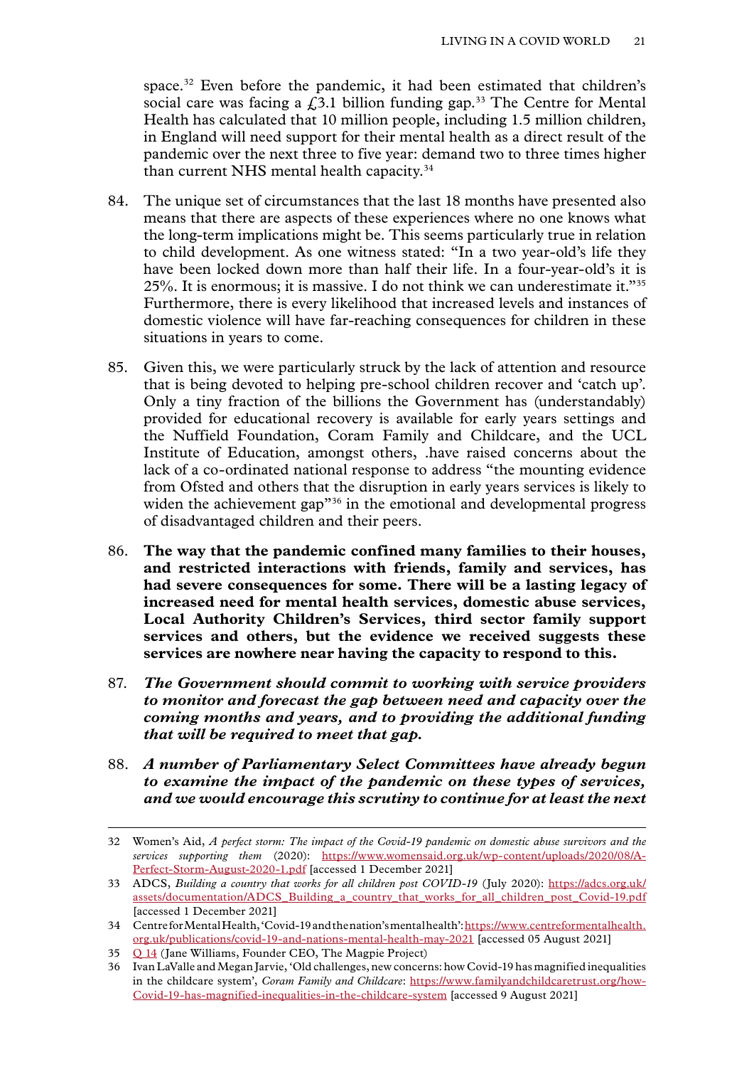space.[32] Even before the pandemic, it had been estimated that children's social care was facing a £3.1 billion funding gap.[33] The Centre for Mental Health has calculated that 10 million people, including 1.5 million children, in England will need support for their mental health as a direct result of the pandemic over the next three to five year: demand two to three times higher than current NHS mental health capacity.[34]

84. The unique set of circumstances that the last 18 months have presented also means that there are aspects of these experiences where no one knows what the long-term implications might be. This seems particularly true in relation to child development. As one witness stated: "In a two year-old's life they have been locked down more than half their life. In a four-year-old's it is 25%. It is enormous; it is massive. I do not think we can underestimate it."[35] Furthermore, there is every likelihood that increased levels and instances of domestic violence will have far-reaching consequences for children in these situations in years to come.

85. Given this, we were particularly struck by the lack of attention and resource that is being devoted to helping pre-school children recover and 'catch up'. Only a tiny fraction of the billions the Government has (understandably) provided for educational recovery is available for early years settings and the Nuffield Foundation, Coram Family and Childcare, and the UCL Institute of Education, amongst others, .have raised concerns about the lack of a co-ordinated national response to address "the mounting evidence from Ofsted and others that the disruption in early years services is likely to widen the achievement gap"[36] in the emotional and developmental progress of disadvantaged children and their peers.

86. **The way that the pandemic confined many families to their houses, and restricted interactions with friends, family and services, has had severe consequences for some. There will be a lasting legacy of increased need for mental health services, domestic abuse services, Local Authority Children's Services, third sector family support services and others, but the evidence we received suggests these services are nowhere near having the capacity to respond to this.**

87. ***The Government should commit to working with service providers to monitor and forecast the gap between need and capacity over the coming months and years, and to providing the additional funding that will be required to meet that gap.***

88. ***A number of Parliamentary Select Committees have already begun to examine the impact of the pandemic on these types of services, and we would encourage this scrutiny to continue for at least the next***

---

32 Women's Aid, *A perfect storm: The impact of the Covid-19 pandemic on domestic abuse survivors and the services supporting them* (2020): https://www.womensaid.org.uk/wp-content/uploads/2020/08/A-Perfect-Storm-August-2020-1.pdf [accessed 1 December 2021]

33 ADCS, *Building a country that works for all children post COVID-19* (July 2020): https://adcs.org.uk/assets/documentation/ADCS_Building_a_country_that_works_for_all_children_post_Covid-19.pdf [accessed 1 December 2021]

34 Centre for Mental Health, 'Covid-19 and the nation's mental health': https://www.centreformentalhealth.org.uk/publications/covid-19-and-nations-mental-health-may-2021 [accessed 05 August 2021]

35 Q 14 (Jane Williams, Founder CEO, The Magpie Project)

36 Ivan LaValle and Megan Jarvie, 'Old challenges, new concerns: how Covid-19 has magnified inequalities in the childcare system', *Coram Family and Childcare*: https://www.familyandchildcaretrust.org/how-Covid-19-has-magnified-inequalities-in-the-childcare-system [accessed 9 August 2021]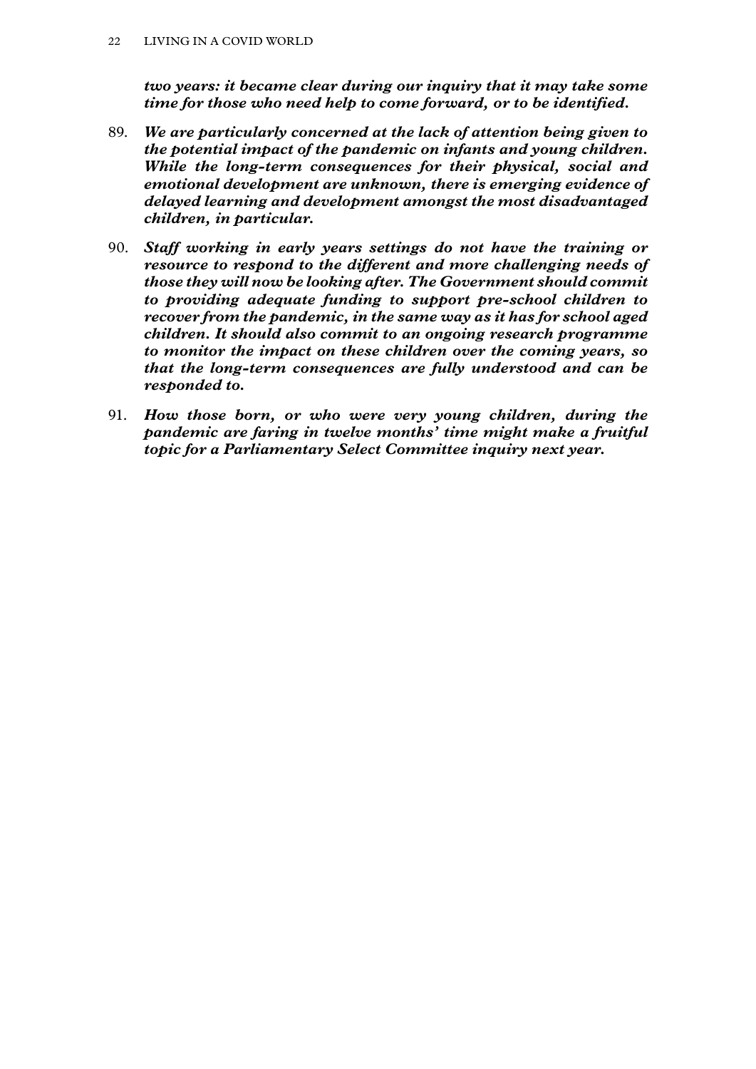***two years: it became clear during our inquiry that it may take some time for those who need help to come forward, or to be identified.***

89. ***We are particularly concerned at the lack of attention being given to the potential impact of the pandemic on infants and young children. While the long-term consequences for their physical, social and emotional development are unknown, there is emerging evidence of delayed learning and development amongst the most disadvantaged children, in particular.***

90. ***Staff working in early years settings do not have the training or resource to respond to the different and more challenging needs of those they will now be looking after. The Government should commit to providing adequate funding to support pre-school children to recover from the pandemic, in the same way as it has for school aged children. It should also commit to an ongoing research programme to monitor the impact on these children over the coming years, so that the long-term consequences are fully understood and can be responded to.***

91. ***How those born, or who were very young children, during the pandemic are faring in twelve months' time might make a fruitful topic for a Parliamentary Select Committee inquiry next year.***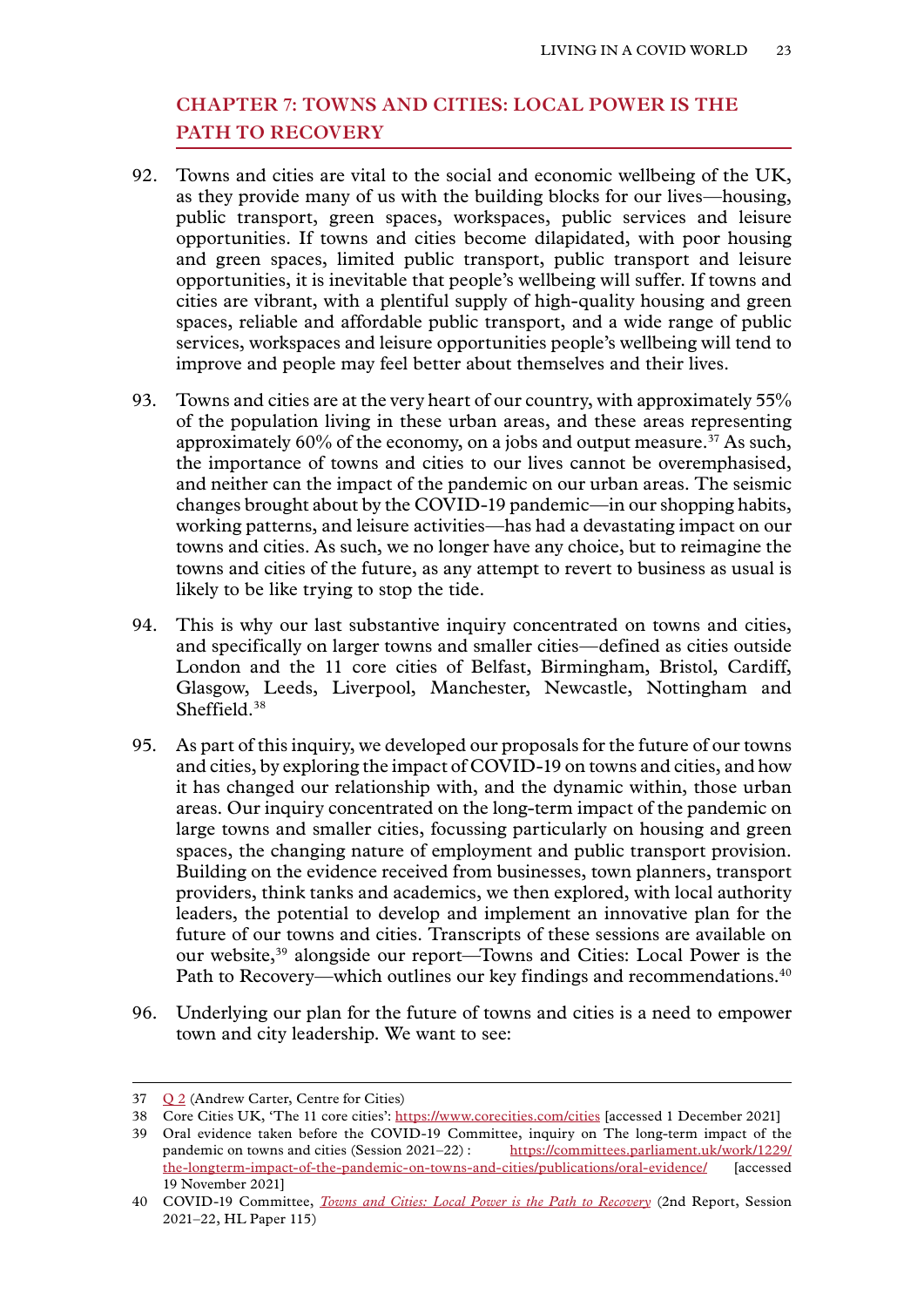## CHAPTER 7: TOWNS AND CITIES: LOCAL POWER IS THE PATH TO RECOVERY

92. Towns and cities are vital to the social and economic wellbeing of the UK, as they provide many of us with the building blocks for our lives—housing, public transport, green spaces, workspaces, public services and leisure opportunities. If towns and cities become dilapidated, with poor housing and green spaces, limited public transport, public transport and leisure opportunities, it is inevitable that people's wellbeing will suffer. If towns and cities are vibrant, with a plentiful supply of high-quality housing and green spaces, reliable and affordable public transport, and a wide range of public services, workspaces and leisure opportunities people's wellbeing will tend to improve and people may feel better about themselves and their lives.

93. Towns and cities are at the very heart of our country, with approximately 55% of the population living in these urban areas, and these areas representing approximately 60% of the economy, on a jobs and output measure.[37] As such, the importance of towns and cities to our lives cannot be overemphasised, and neither can the impact of the pandemic on our urban areas. The seismic changes brought about by the COVID-19 pandemic—in our shopping habits, working patterns, and leisure activities—has had a devastating impact on our towns and cities. As such, we no longer have any choice, but to reimagine the towns and cities of the future, as any attempt to revert to business as usual is likely to be like trying to stop the tide.

94. This is why our last substantive inquiry concentrated on towns and cities, and specifically on larger towns and smaller cities—defined as cities outside London and the 11 core cities of Belfast, Birmingham, Bristol, Cardiff, Glasgow, Leeds, Liverpool, Manchester, Newcastle, Nottingham and Sheffield.[38]

95. As part of this inquiry, we developed our proposals for the future of our towns and cities, by exploring the impact of COVID-19 on towns and cities, and how it has changed our relationship with, and the dynamic within, those urban areas. Our inquiry concentrated on the long-term impact of the pandemic on large towns and smaller cities, focussing particularly on housing and green spaces, the changing nature of employment and public transport provision. Building on the evidence received from businesses, town planners, transport providers, think tanks and academics, we then explored, with local authority leaders, the potential to develop and implement an innovative plan for the future of our towns and cities. Transcripts of these sessions are available on our website,[39] alongside our report—Towns and Cities: Local Power is the Path to Recovery—which outlines our key findings and recommendations.[40]

96. Underlying our plan for the future of towns and cities is a need to empower town and city leadership. We want to see:

---

37 Q 2 (Andrew Carter, Centre for Cities)

38 Core Cities UK, 'The 11 core cities': https://www.corecities.com/cities [accessed 1 December 2021]

39 Oral evidence taken before the COVID-19 Committee, inquiry on The long-term impact of the pandemic on towns and cities (Session 2021–22) : https://committees.parliament.uk/work/1229/the-longterm-impact-of-the-pandemic-on-towns-and-cities/publications/oral-evidence/ [accessed 19 November 2021]

40 COVID-19 Committee, *Towns and Cities: Local Power is the Path to Recovery* (2nd Report, Session 2021–22, HL Paper 115)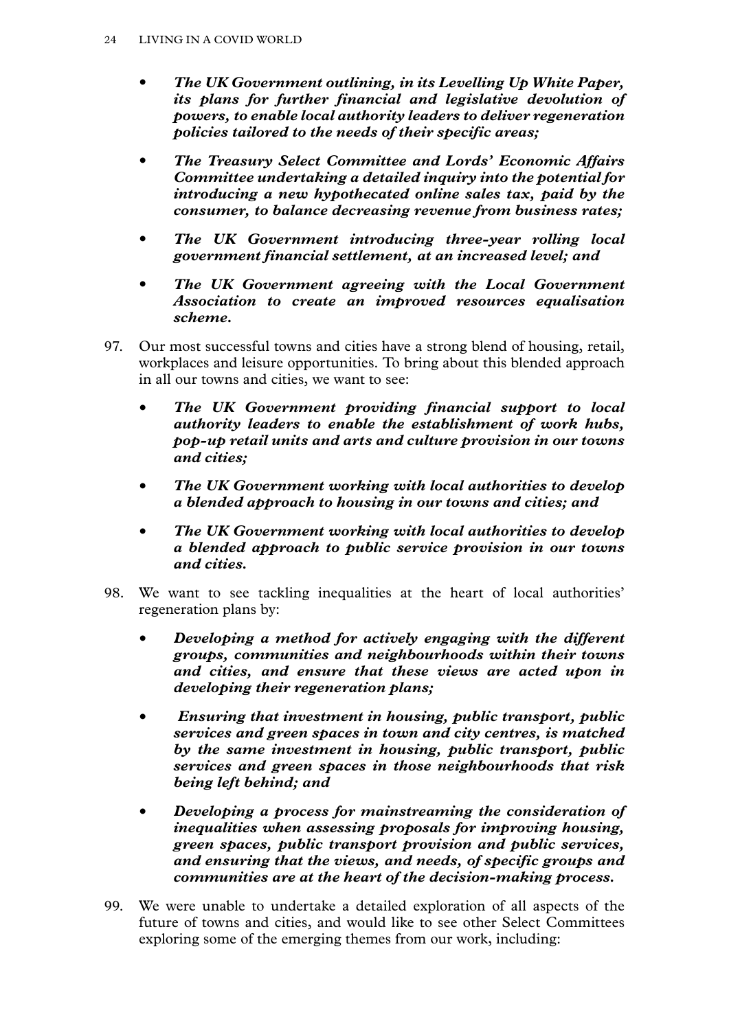- ***The UK Government outlining, in its Levelling Up White Paper, its plans for further financial and legislative devolution of powers, to enable local authority leaders to deliver regeneration policies tailored to the needs of their specific areas;***
- ***The Treasury Select Committee and Lords' Economic Affairs Committee undertaking a detailed inquiry into the potential for introducing a new hypothecated online sales tax, paid by the consumer, to balance decreasing revenue from business rates;***
- ***The UK Government introducing three-year rolling local government financial settlement, at an increased level; and***
- ***The UK Government agreeing with the Local Government Association to create an improved resources equalisation scheme.***

97. Our most successful towns and cities have a strong blend of housing, retail, workplaces and leisure opportunities. To bring about this blended approach in all our towns and cities, we want to see:

    - ***The UK Government providing financial support to local authority leaders to enable the establishment of work hubs, pop-up retail units and arts and culture provision in our towns and cities;***
    - ***The UK Government working with local authorities to develop a blended approach to housing in our towns and cities; and***
    - ***The UK Government working with local authorities to develop a blended approach to public service provision in our towns and cities.***

98. We want to see tackling inequalities at the heart of local authorities' regeneration plans by:

    - ***Developing a method for actively engaging with the different groups, communities and neighbourhoods within their towns and cities, and ensure that these views are acted upon in developing their regeneration plans;***
    - ***Ensuring that investment in housing, public transport, public services and green spaces in town and city centres, is matched by the same investment in housing, public transport, public services and green spaces in those neighbourhoods that risk being left behind; and***
    - ***Developing a process for mainstreaming the consideration of inequalities when assessing proposals for improving housing, green spaces, public transport provision and public services, and ensuring that the views, and needs, of specific groups and communities are at the heart of the decision-making process.***

99. We were unable to undertake a detailed exploration of all aspects of the future of towns and cities, and would like to see other Select Committees exploring some of the emerging themes from our work, including: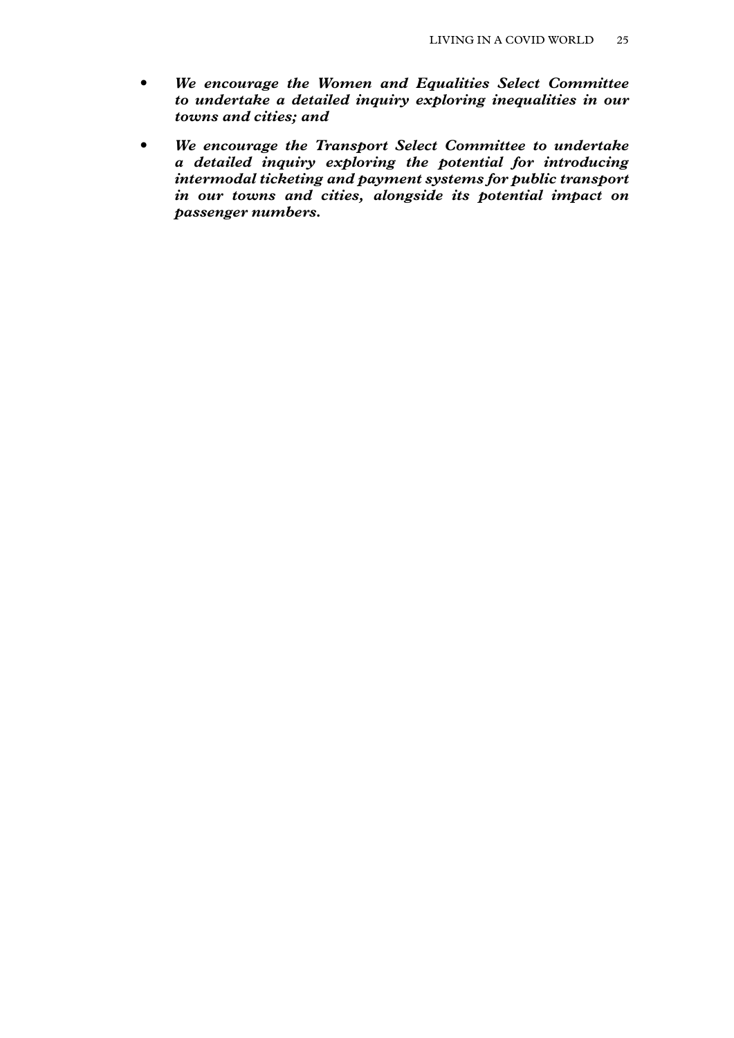- ***We encourage the Women and Equalities Select Committee to undertake a detailed inquiry exploring inequalities in our towns and cities; and***
- ***We encourage the Transport Select Committee to undertake a detailed inquiry exploring the potential for introducing intermodal ticketing and payment systems for public transport in our towns and cities, alongside its potential impact on passenger numbers.***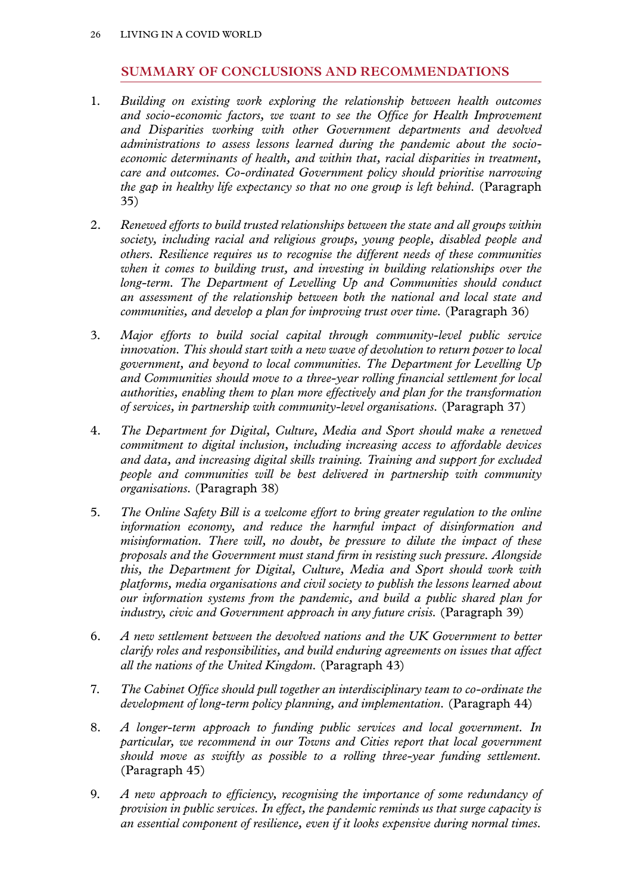## SUMMARY OF CONCLUSIONS AND RECOMMENDATIONS

1. *Building on existing work exploring the relationship between health outcomes and socio-economic factors, we want to see the Office for Health Improvement and Disparities working with other Government departments and devolved administrations to assess lessons learned during the pandemic about the socio-economic determinants of health, and within that, racial disparities in treatment, care and outcomes. Co-ordinated Government policy should prioritise narrowing the gap in healthy life expectancy so that no one group is left behind.* (Paragraph 35)

2. *Renewed efforts to build trusted relationships between the state and all groups within society, including racial and religious groups, young people, disabled people and others. Resilience requires us to recognise the different needs of these communities when it comes to building trust, and investing in building relationships over the long-term. The Department of Levelling Up and Communities should conduct an assessment of the relationship between both the national and local state and communities, and develop a plan for improving trust over time.* (Paragraph 36)

3. *Major efforts to build social capital through community-level public service innovation. This should start with a new wave of devolution to return power to local government, and beyond to local communities. The Department for Levelling Up and Communities should move to a three-year rolling financial settlement for local authorities, enabling them to plan more effectively and plan for the transformation of services, in partnership with community-level organisations.* (Paragraph 37)

4. *The Department for Digital, Culture, Media and Sport should make a renewed commitment to digital inclusion, including increasing access to affordable devices and data, and increasing digital skills training. Training and support for excluded people and communities will be best delivered in partnership with community organisations.* (Paragraph 38)

5. *The Online Safety Bill is a welcome effort to bring greater regulation to the online information economy, and reduce the harmful impact of disinformation and misinformation. There will, no doubt, be pressure to dilute the impact of these proposals and the Government must stand firm in resisting such pressure. Alongside this, the Department for Digital, Culture, Media and Sport should work with platforms, media organisations and civil society to publish the lessons learned about our information systems from the pandemic, and build a public shared plan for industry, civic and Government approach in any future crisis.* (Paragraph 39)

6. *A new settlement between the devolved nations and the UK Government to better clarify roles and responsibilities, and build enduring agreements on issues that affect all the nations of the United Kingdom.* (Paragraph 43)

7. *The Cabinet Office should pull together an interdisciplinary team to co-ordinate the development of long-term policy planning, and implementation.* (Paragraph 44)

8. *A longer-term approach to funding public services and local government. In particular, we recommend in our Towns and Cities report that local government should move as swiftly as possible to a rolling three-year funding settlement.* (Paragraph 45)

9. *A new approach to efficiency, recognising the importance of some redundancy of provision in public services. In effect, the pandemic reminds us that surge capacity is an essential component of resilience, even if it looks expensive during normal times.*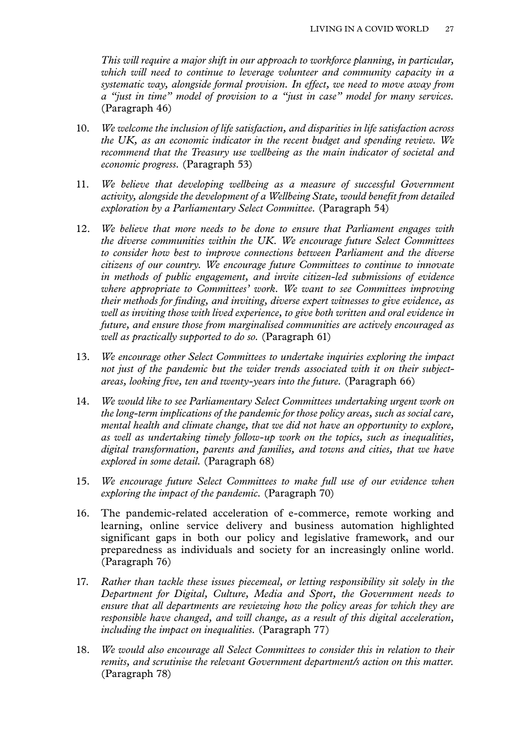*This will require a major shift in our approach to workforce planning, in particular, which will need to continue to leverage volunteer and community capacity in a systematic way, alongside formal provision. In effect, we need to move away from a "just in time" model of provision to a "just in case" model for many services.* (Paragraph 46)

10. *We welcome the inclusion of life satisfaction, and disparities in life satisfaction across the UK, as an economic indicator in the recent budget and spending review. We recommend that the Treasury use wellbeing as the main indicator of societal and economic progress.* (Paragraph 53)

11. *We believe that developing wellbeing as a measure of successful Government activity, alongside the development of a Wellbeing State, would benefit from detailed exploration by a Parliamentary Select Committee.* (Paragraph 54)

12. *We believe that more needs to be done to ensure that Parliament engages with the diverse communities within the UK. We encourage future Select Committees to consider how best to improve connections between Parliament and the diverse citizens of our country. We encourage future Committees to continue to innovate in methods of public engagement, and invite citizen-led submissions of evidence where appropriate to Committees' work. We want to see Committees improving their methods for finding, and inviting, diverse expert witnesses to give evidence, as well as inviting those with lived experience, to give both written and oral evidence in future, and ensure those from marginalised communities are actively encouraged as well as practically supported to do so.* (Paragraph 61)

13. *We encourage other Select Committees to undertake inquiries exploring the impact not just of the pandemic but the wider trends associated with it on their subject-areas, looking five, ten and twenty-years into the future.* (Paragraph 66)

14. *We would like to see Parliamentary Select Committees undertaking urgent work on the long-term implications of the pandemic for those policy areas, such as social care, mental health and climate change, that we did not have an opportunity to explore, as well as undertaking timely follow-up work on the topics, such as inequalities, digital transformation, parents and families, and towns and cities, that we have explored in some detail.* (Paragraph 68)

15. *We encourage future Select Committees to make full use of our evidence when exploring the impact of the pandemic.* (Paragraph 70)

16. The pandemic-related acceleration of e-commerce, remote working and learning, online service delivery and business automation highlighted significant gaps in both our policy and legislative framework, and our preparedness as individuals and society for an increasingly online world. (Paragraph 76)

17. *Rather than tackle these issues piecemeal, or letting responsibility sit solely in the Department for Digital, Culture, Media and Sport, the Government needs to ensure that all departments are reviewing how the policy areas for which they are responsible have changed, and will change, as a result of this digital acceleration, including the impact on inequalities.* (Paragraph 77)

18. *We would also encourage all Select Committees to consider this in relation to their remits, and scrutinise the relevant Government department/s action on this matter.* (Paragraph 78)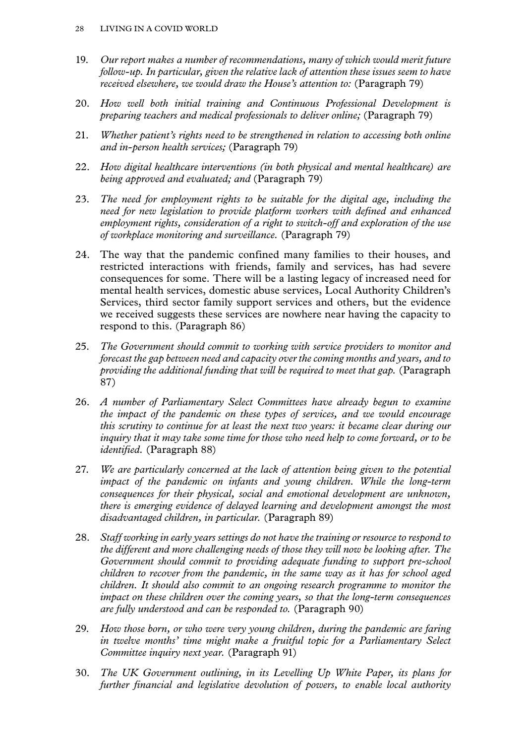19. *Our report makes a number of recommendations, many of which would merit future follow-up. In particular, given the relative lack of attention these issues seem to have received elsewhere, we would draw the House's attention to:* (Paragraph 79)

20. *How well both initial training and Continuous Professional Development is preparing teachers and medical professionals to deliver online;* (Paragraph 79)

21. *Whether patient's rights need to be strengthened in relation to accessing both online and in-person health services;* (Paragraph 79)

22. *How digital healthcare interventions (in both physical and mental healthcare) are being approved and evaluated; and* (Paragraph 79)

23. *The need for employment rights to be suitable for the digital age, including the need for new legislation to provide platform workers with defined and enhanced employment rights, consideration of a right to switch-off and exploration of the use of workplace monitoring and surveillance.* (Paragraph 79)

24. The way that the pandemic confined many families to their houses, and restricted interactions with friends, family and services, has had severe consequences for some. There will be a lasting legacy of increased need for mental health services, domestic abuse services, Local Authority Children's Services, third sector family support services and others, but the evidence we received suggests these services are nowhere near having the capacity to respond to this. (Paragraph 86)

25. *The Government should commit to working with service providers to monitor and forecast the gap between need and capacity over the coming months and years, and to providing the additional funding that will be required to meet that gap.* (Paragraph 87)

26. *A number of Parliamentary Select Committees have already begun to examine the impact of the pandemic on these types of services, and we would encourage this scrutiny to continue for at least the next two years: it became clear during our inquiry that it may take some time for those who need help to come forward, or to be identified.* (Paragraph 88)

27. *We are particularly concerned at the lack of attention being given to the potential impact of the pandemic on infants and young children. While the long-term consequences for their physical, social and emotional development are unknown, there is emerging evidence of delayed learning and development amongst the most disadvantaged children, in particular.* (Paragraph 89)

28. *Staff working in early years settings do not have the training or resource to respond to the different and more challenging needs of those they will now be looking after. The Government should commit to providing adequate funding to support pre-school children to recover from the pandemic, in the same way as it has for school aged children. It should also commit to an ongoing research programme to monitor the impact on these children over the coming years, so that the long-term consequences are fully understood and can be responded to.* (Paragraph 90)

29. *How those born, or who were very young children, during the pandemic are faring in twelve months' time might make a fruitful topic for a Parliamentary Select Committee inquiry next year.* (Paragraph 91)

30. *The UK Government outlining, in its Levelling Up White Paper, its plans for further financial and legislative devolution of powers, to enable local authority*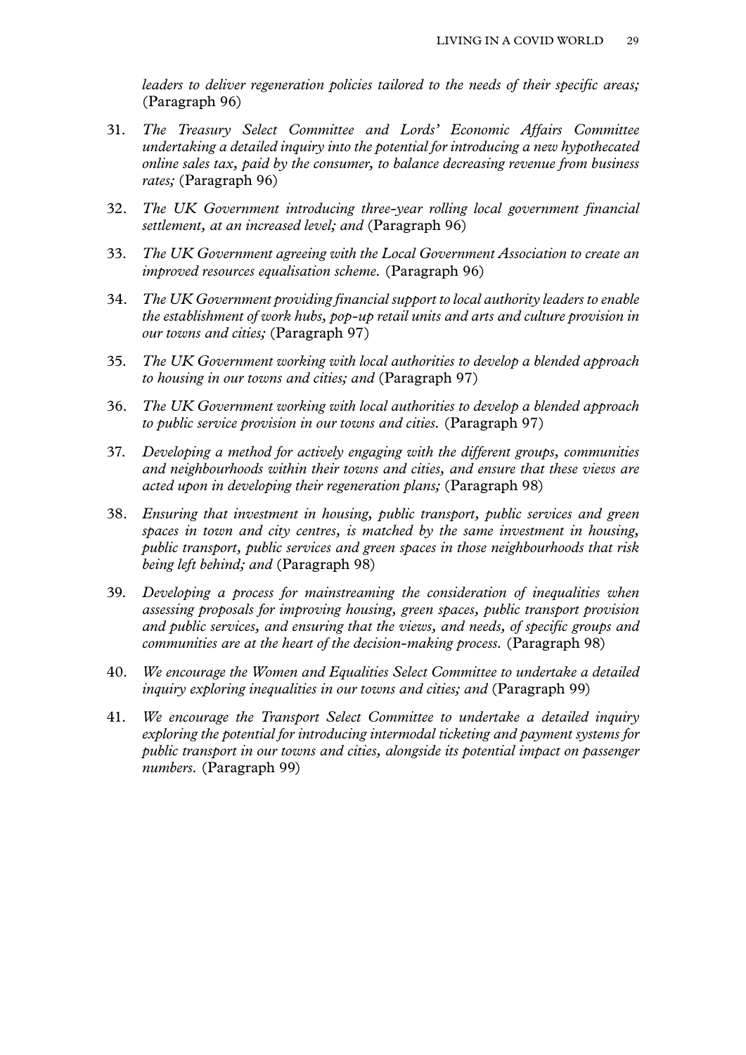*leaders to deliver regeneration policies tailored to the needs of their specific areas;* (Paragraph 96)

31. *The Treasury Select Committee and Lords' Economic Affairs Committee undertaking a detailed inquiry into the potential for introducing a new hypothecated online sales tax, paid by the consumer, to balance decreasing revenue from business rates;* (Paragraph 96)

32. *The UK Government introducing three-year rolling local government financial settlement, at an increased level; and* (Paragraph 96)

33. *The UK Government agreeing with the Local Government Association to create an improved resources equalisation scheme.* (Paragraph 96)

34. *The UK Government providing financial support to local authority leaders to enable the establishment of work hubs, pop-up retail units and arts and culture provision in our towns and cities;* (Paragraph 97)

35. *The UK Government working with local authorities to develop a blended approach to housing in our towns and cities; and* (Paragraph 97)

36. *The UK Government working with local authorities to develop a blended approach to public service provision in our towns and cities.* (Paragraph 97)

37. *Developing a method for actively engaging with the different groups, communities and neighbourhoods within their towns and cities, and ensure that these views are acted upon in developing their regeneration plans;* (Paragraph 98)

38. *Ensuring that investment in housing, public transport, public services and green spaces in town and city centres, is matched by the same investment in housing, public transport, public services and green spaces in those neighbourhoods that risk being left behind; and* (Paragraph 98)

39. *Developing a process for mainstreaming the consideration of inequalities when assessing proposals for improving housing, green spaces, public transport provision and public services, and ensuring that the views, and needs, of specific groups and communities are at the heart of the decision-making process.* (Paragraph 98)

40. *We encourage the Women and Equalities Select Committee to undertake a detailed inquiry exploring inequalities in our towns and cities; and* (Paragraph 99)

41. *We encourage the Transport Select Committee to undertake a detailed inquiry exploring the potential for introducing intermodal ticketing and payment systems for public transport in our towns and cities, alongside its potential impact on passenger numbers.* (Paragraph 99)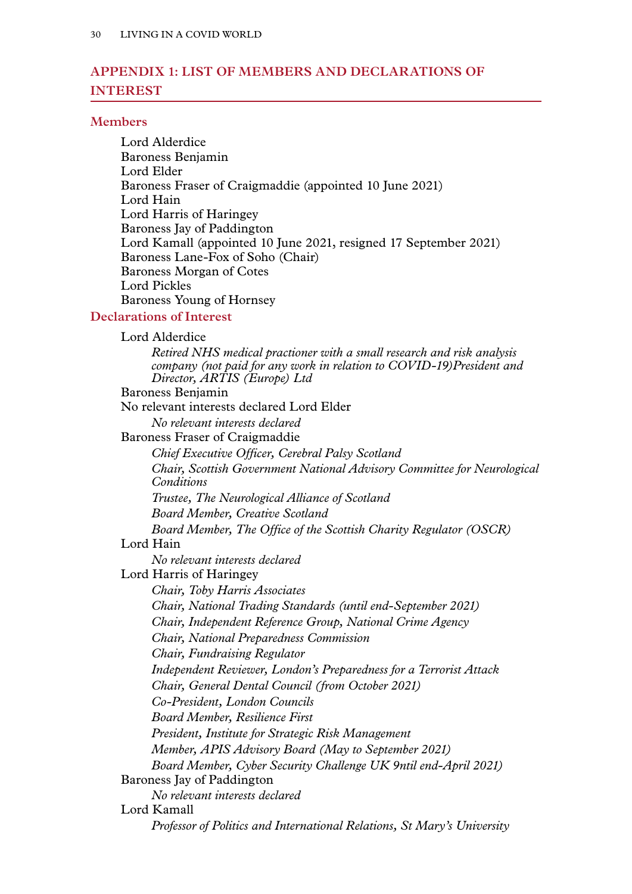## APPENDIX 1: LIST OF MEMBERS AND DECLARATIONS OF INTEREST

### Members

Lord Alderdice
Baroness Benjamin
Lord Elder
Baroness Fraser of Craigmaddie (appointed 10 June 2021)
Lord Hain
Lord Harris of Haringey
Baroness Jay of Paddington
Lord Kamall (appointed 10 June 2021, resigned 17 September 2021)
Baroness Lane-Fox of Soho (Chair)
Baroness Morgan of Cotes
Lord Pickles
Baroness Young of Hornsey

### Declarations of Interest

Lord Alderdice
*Retired NHS medical practioner with a small research and risk analysis company (not paid for any work in relation to COVID-19)President and Director, ARTIS (Europe) Ltd*

Baroness Benjamin
No relevant interests declared Lord Elder
*No relevant interests declared*

Baroness Fraser of Craigmaddie
*Chief Executive Officer, Cerebral Palsy Scotland*
*Chair, Scottish Government National Advisory Committee for Neurological Conditions*
*Trustee, The Neurological Alliance of Scotland*
*Board Member, Creative Scotland*
*Board Member, The Office of the Scottish Charity Regulator (OSCR)*

Lord Hain
*No relevant interests declared*

Lord Harris of Haringey
*Chair, Toby Harris Associates*
*Chair, National Trading Standards (until end-September 2021)*
*Chair, Independent Reference Group, National Crime Agency*
*Chair, National Preparedness Commission*
*Chair, Fundraising Regulator*
*Independent Reviewer, London's Preparedness for a Terrorist Attack*
*Chair, General Dental Council (from October 2021)*
*Co-President, London Councils*
*Board Member, Resilience First*
*President, Institute for Strategic Risk Management*
*Member, APIS Advisory Board (May to September 2021)*
*Board Member, Cyber Security Challenge UK 9ntil end-April 2021)*

Baroness Jay of Paddington
*No relevant interests declared*

Lord Kamall
*Professor of Politics and International Relations, St Mary's University*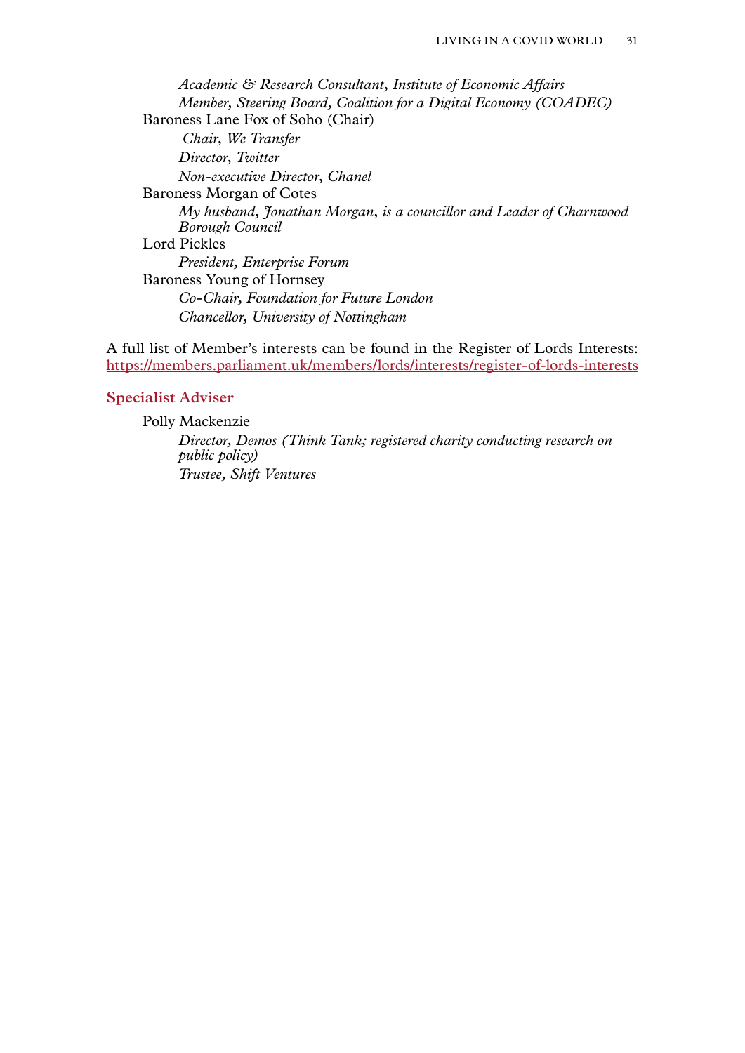*Academic & Research Consultant, Institute of Economic Affairs*
*Member, Steering Board, Coalition for a Digital Economy (COADEC)*

Baroness Lane Fox of Soho (Chair)
*Chair, We Transfer*
*Director, Twitter*
*Non-executive Director, Chanel*

Baroness Morgan of Cotes
*My husband, Jonathan Morgan, is a councillor and Leader of Charnwood Borough Council*

Lord Pickles
*President, Enterprise Forum*

Baroness Young of Hornsey
*Co-Chair, Foundation for Future London*
*Chancellor, University of Nottingham*

A full list of Member's interests can be found in the Register of Lords Interests: https://members.parliament.uk/members/lords/interests/register-of-lords-interests

### Specialist Adviser

Polly Mackenzie
*Director, Demos (Think Tank; registered charity conducting research on public policy)*
*Trustee, Shift Ventures*